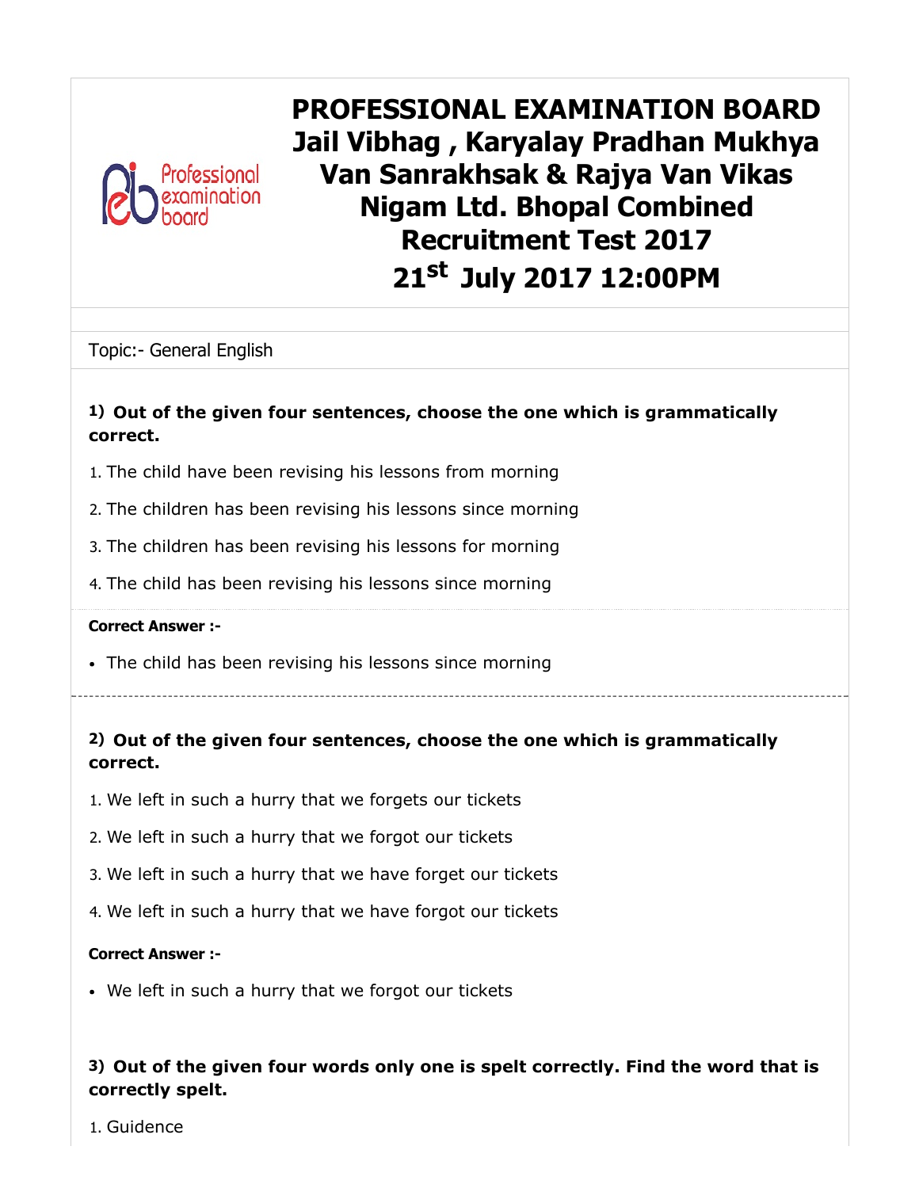# PROFESSIONAL EXAMINATION BOARD Jail Vibhag , Karyalay Pradhan Mukhya Van Sanrakhsak & Rajya Van Vikas Nigam Ltd. Bhopal Combined Recruitment Test 2017 21st July 2017 12:00PM

Topic:- General English

**1) Out of the given four sentences, choose the one which is grammatically correct.**

1. The child have been revising his lessons from morning
2. The children has been revising his lessons since morning
3. The children has been revising his lessons for morning
4. The child has been revising his lessons since morning

**Correct Answer :-**

- The child has been revising his lessons since morning

---

**2) Out of the given four sentences, choose the one which is grammatically correct.**

1. We left in such a hurry that we forgets our tickets
2. We left in such a hurry that we forgot our tickets
3. We left in such a hurry that we have forget our tickets
4. We left in such a hurry that we have forgot our tickets

**Correct Answer :-**

- We left in such a hurry that we forgot our tickets

**3) Out of the given four words only one is spelt correctly. Find the word that is correctly spelt.**

1. Guidence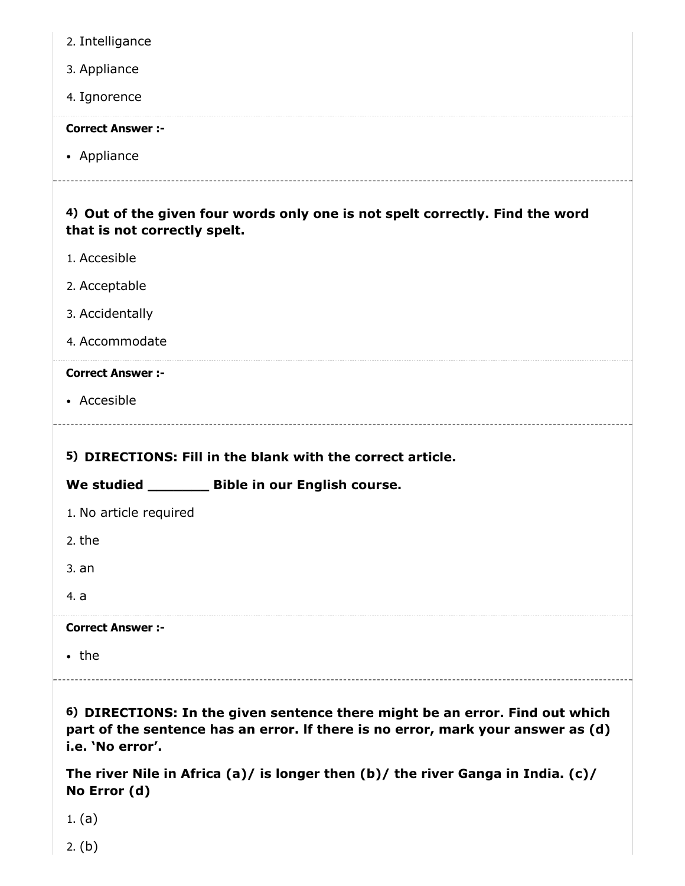2. Intelligance

3. Appliance

4. Ignorence

**Correct Answer :-**

- Appliance

---

**4) Out of the given four words only one is not spelt correctly. Find the word that is not correctly spelt.**

1. Accesible

2. Acceptable

3. Accidentally

4. Accommodate

**Correct Answer :-**

- Accesible

---

**5) DIRECTIONS: Fill in the blank with the correct article.**

**We studied _______ Bible in our English course.**

1. No article required

2. the

3. an

4. a

**Correct Answer :-**

- the

---

**6) DIRECTIONS: In the given sentence there might be an error. Find out which part of the sentence has an error. If there is no error, mark your answer as (d) i.e. 'No error'.**

**The river Nile in Africa (a)/ is longer then (b)/ the river Ganga in India. (c)/ No Error (d)**

1. (a)

2. (b)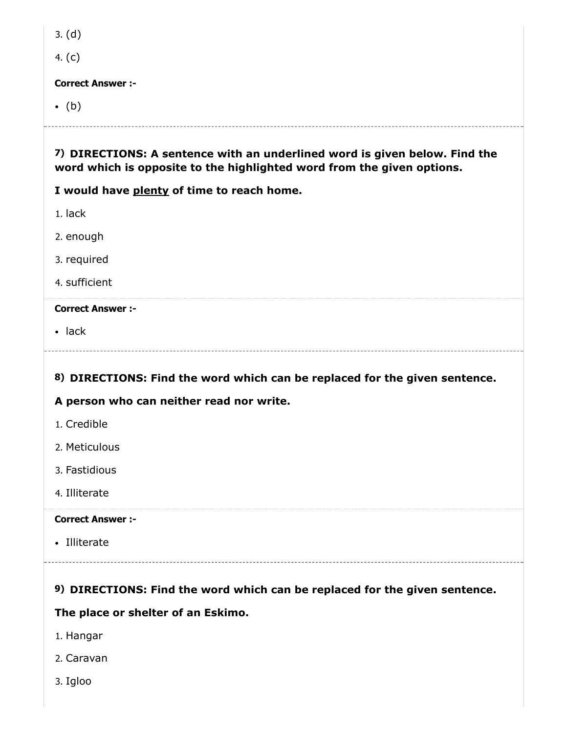3. (d)

4. (c)

**Correct Answer :-**

- (b)

---

**7) DIRECTIONS: A sentence with an underlined word is given below. Find the word which is opposite to the highlighted word from the given options.**

**I would have <u>plenty</u> of time to reach home.**

1. lack
2. enough
3. required
4. sufficient

**Correct Answer :-**

- lack

---

**8) DIRECTIONS: Find the word which can be replaced for the given sentence.**

**A person who can neither read nor write.**

1. Credible
2. Meticulous
3. Fastidious
4. Illiterate

**Correct Answer :-**

- Illiterate

---

**9) DIRECTIONS: Find the word which can be replaced for the given sentence.**

**The place or shelter of an Eskimo.**

1. Hangar
2. Caravan
3. Igloo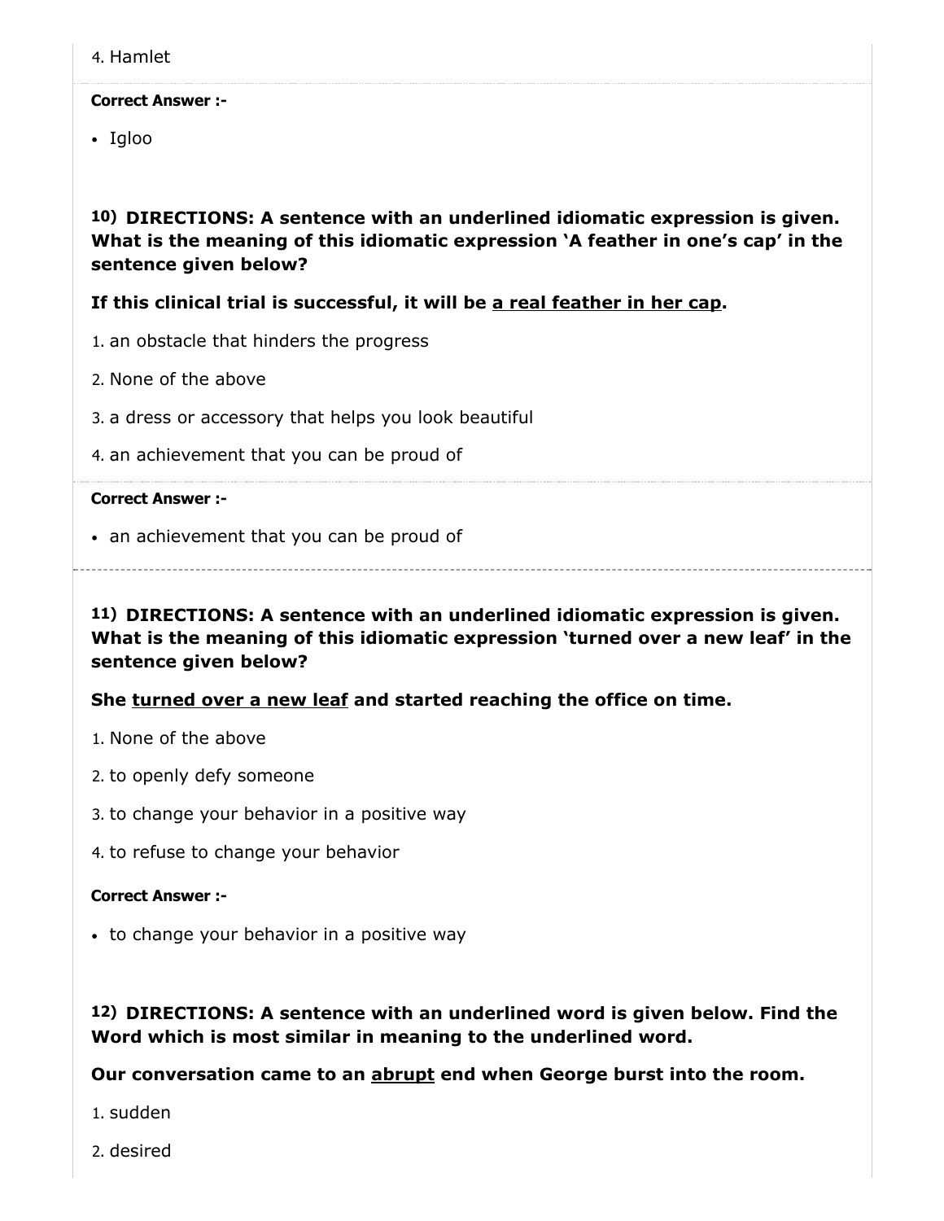4. Hamlet

**Correct Answer :-**

- Igloo

**10) DIRECTIONS: A sentence with an underlined idiomatic expression is given. What is the meaning of this idiomatic expression 'A feather in one's cap' in the sentence given below?**

**If this clinical trial is successful, it will be <u>a real feather in her cap</u>.**

1. an obstacle that hinders the progress
2. None of the above
3. a dress or accessory that helps you look beautiful
4. an achievement that you can be proud of

**Correct Answer :-**

- an achievement that you can be proud of

**11) DIRECTIONS: A sentence with an underlined idiomatic expression is given. What is the meaning of this idiomatic expression 'turned over a new leaf' in the sentence given below?**

**She <u>turned over a new leaf</u> and started reaching the office on time.**

1. None of the above
2. to openly defy someone
3. to change your behavior in a positive way
4. to refuse to change your behavior

**Correct Answer :-**

- to change your behavior in a positive way

**12) DIRECTIONS: A sentence with an underlined word is given below. Find the Word which is most similar in meaning to the underlined word.**

**Our conversation came to an <u>abrupt</u> end when George burst into the room.**

1. sudden
2. desired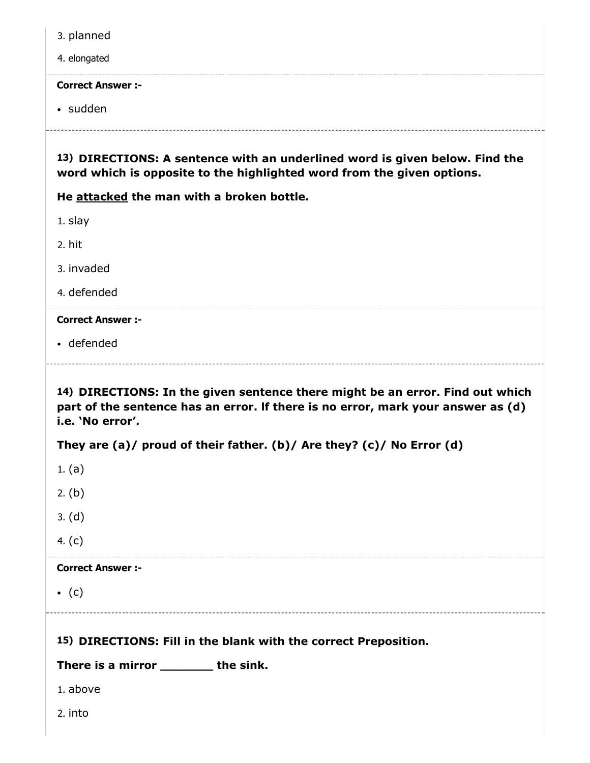3. planned

4. elongated

**Correct Answer :-**

- sudden

---

**13) DIRECTIONS: A sentence with an underlined word is given below. Find the word which is opposite to the highlighted word from the given options.**

**He <u>attacked</u> the man with a broken bottle.**

1. slay
2. hit
3. invaded
4. defended

**Correct Answer :-**

- defended

---

**14) DIRECTIONS: In the given sentence there might be an error. Find out which part of the sentence has an error. If there is no error, mark your answer as (d) i.e. 'No error'.**

**They are (a)/ proud of their father. (b)/ Are they? (c)/ No Error (d)**

1. (a)
2. (b)
3. (d)
4. (c)

**Correct Answer :-**

- (c)

---

**15) DIRECTIONS: Fill in the blank with the correct Preposition.**

**There is a mirror _______ the sink.**

1. above
2. into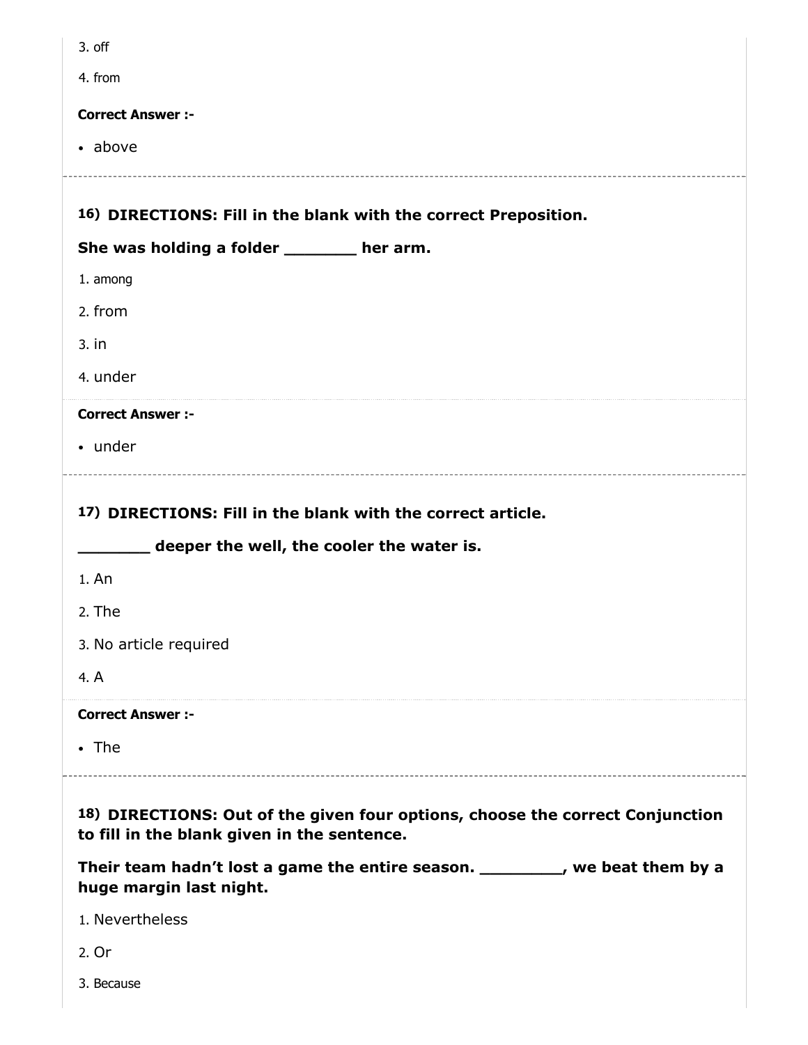3. off

4. from

**Correct Answer :-**

- above

---

**16) DIRECTIONS: Fill in the blank with the correct Preposition.**

**She was holding a folder _______ her arm.**

1. among
2. from
3. in
4. under

**Correct Answer :-**

- under

---

**17) DIRECTIONS: Fill in the blank with the correct article.**

**_______ deeper the well, the cooler the water is.**

1. An
2. The
3. No article required
4. A

**Correct Answer :-**

- The

---

**18) DIRECTIONS: Out of the given four options, choose the correct Conjunction to fill in the blank given in the sentence.**

**Their team hadn't lost a game the entire season. ________, we beat them by a huge margin last night.**

1. Nevertheless
2. Or
3. Because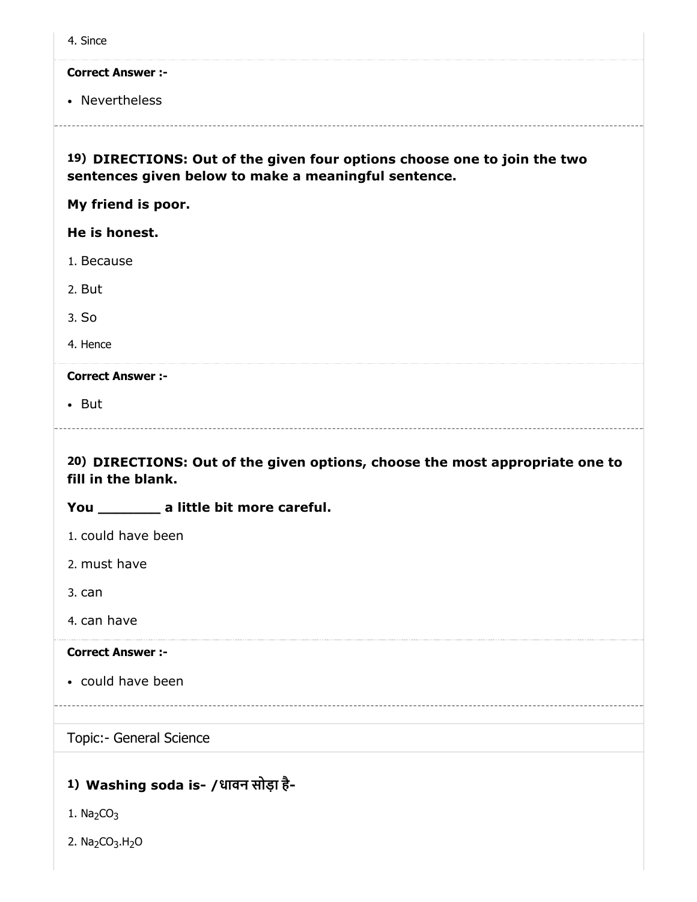4. Since

**Correct Answer :-**

- Nevertheless

---

**19) DIRECTIONS: Out of the given four options choose one to join the two sentences given below to make a meaningful sentence.**

**My friend is poor.**

**He is honest.**

1. Because
2. But
3. So
4. Hence

**Correct Answer :-**

- But

---

**20) DIRECTIONS: Out of the given options, choose the most appropriate one to fill in the blank.**

**You _______ a little bit more careful.**

1. could have been
2. must have
3. can
4. can have

**Correct Answer :-**

- could have been

---

Topic:- General Science

**1) Washing soda is- /धावन सोड़ा है-**

1. $Na_2CO_3$
2. $Na_2CO_3.H_2O$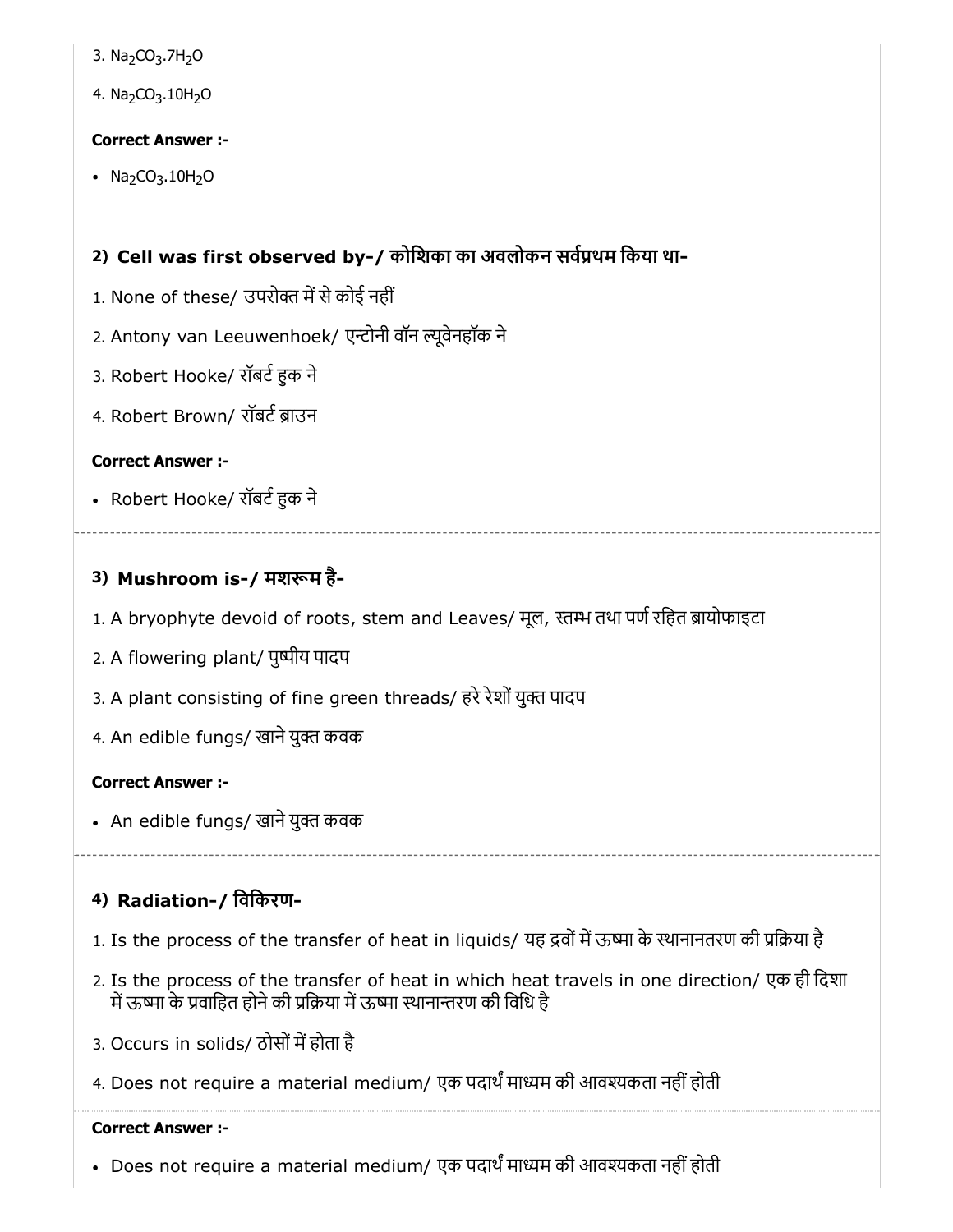3. $Na_2CO_3.7H_2O$

4. $Na_2CO_3.10H_2O$

**Correct Answer :-**

- $Na_2CO_3.10H_2O$

### 2) Cell was first observed by-/ कोशिका का अवलोकन सर्वप्रथम किया था-

1. None of these/ उपरोक्त में से कोई नहीं
2. Antony van Leeuwenhoek/ एन्टोनी वॉन ल्यूवेनहॉक ने
3. Robert Hooke/ रॉबर्ट हुक ने
4. Robert Brown/ रॉबर्ट ब्राउन

**Correct Answer :-**

- Robert Hooke/ रॉबर्ट हुक ने

### 3) Mushroom is-/ मशरूम है-

1. A bryophyte devoid of roots, stem and Leaves/ मूल, स्तम्भ तथा पर्ण रहित ब्रायोफाइटा
2. A flowering plant/ पुष्पीय पादप
3. A plant consisting of fine green threads/ हरे रेशों युक्त पादप
4. An edible fungs/ खाने युक्त कवक

**Correct Answer :-**

- An edible fungs/ खाने युक्त कवक

### 4) Radiation-/ विकिरण-

1. Is the process of the transfer of heat in liquids/ यह द्रवों में ऊष्मा के स्थानानतरण की प्रक्रिया है
2. Is the process of the transfer of heat in which heat travels in one direction/ एक ही दिशा में ऊष्मा के प्रवाहित होने की प्रक्रिया में ऊष्मा स्थानान्तरण की विधि है
3. Occurs in solids/ ठोसों में होता है
4. Does not require a material medium/ एक पदार्थं माध्यम की आवश्यकता नहीं होती

**Correct Answer :-**

- Does not require a material medium/ एक पदार्थं माध्यम की आवश्यकता नहीं होती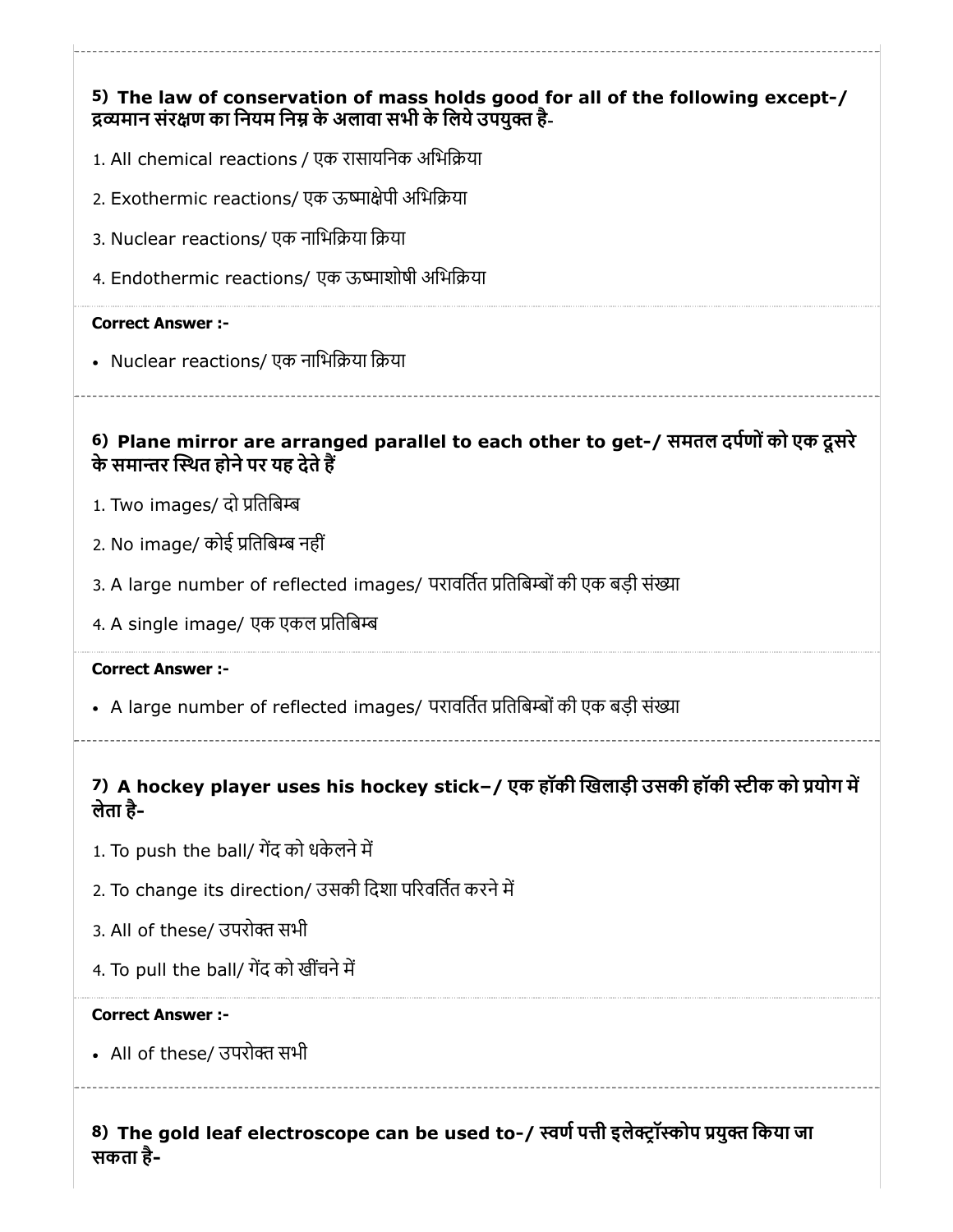**5) The law of conservation of mass holds good for all of the following except-/ द्रव्यमान संरक्षण का नियम निम्न के अलावा सभी के लिये उपयुक्त है-**

1. All chemical reactions / एक रासायनिक अभिक्रिया
2. Exothermic reactions/ एक ऊष्माक्षेपी अभिक्रिया
3. Nuclear reactions/ एक नाभिक्रिया क्रिया
4. Endothermic reactions/ एक ऊष्माशोषी अभिक्रिया

**Correct Answer :-**

- Nuclear reactions/ एक नाभिक्रिया क्रिया

**6) Plane mirror are arranged parallel to each other to get-/ समतल दर्पणों को एक दूसरे के समान्तर स्थित होने पर यह देते हैं**

1. Two images/ दो प्रतिबिम्ब
2. No image/ कोई प्रतिबिम्ब नहीं
3. A large number of reflected images/ परावर्तित प्रतिबिम्बों की एक बड़ी संख्या
4. A single image/ एक एकल प्रतिबिम्ब

**Correct Answer :-**

- A large number of reflected images/ परावर्तित प्रतिबिम्बों की एक बड़ी संख्या

**7) A hockey player uses his hockey stick–/ एक हॉकी खिलाड़ी उसकी हॉकी स्टीक को प्रयोग में लेता है-**

1. To push the ball/ गेंद को धकेलने में
2. To change its direction/ उसकी दिशा परिवर्तित करने में
3. All of these/ उपरोक्त सभी
4. To pull the ball/ गेंद को खींचने में

**Correct Answer :-**

- All of these/ उपरोक्त सभी

**8) The gold leaf electroscope can be used to-/ स्वर्ण पत्ती इलेक्ट्रॉस्कोप प्रयुक्त किया जा सकता है-**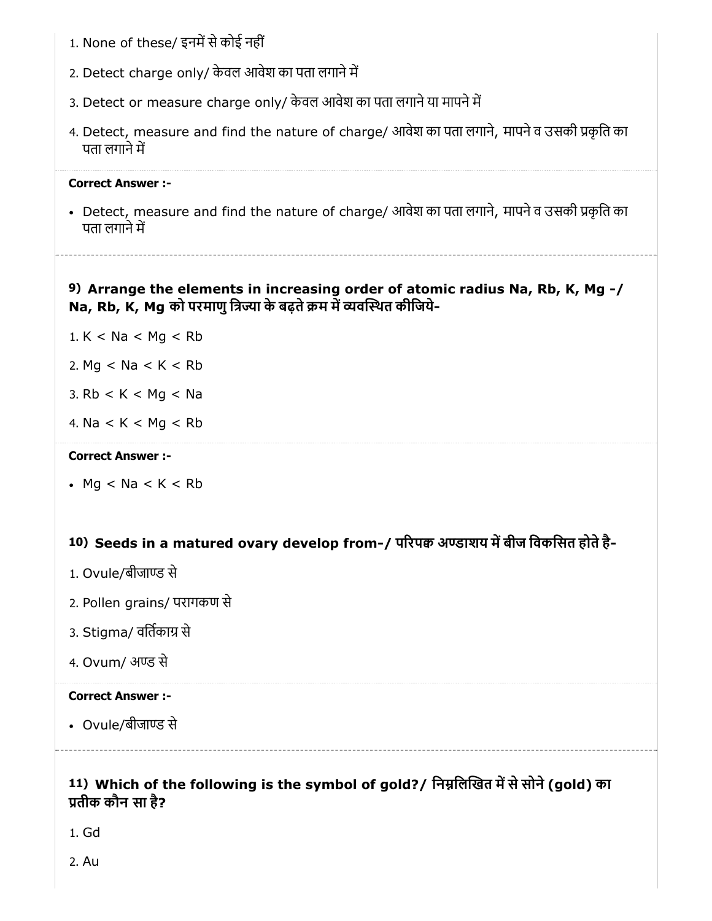1. None of these/ इनमें से कोई नहीं
2. Detect charge only/ केवल आवेश का पता लगाने में
3. Detect or measure charge only/ केवल आवेश का पता लगाने या मापने में
4. Detect, measure and find the nature of charge/ आवेश का पता लगाने, मापने व उसकी प्रकृति का पता लगाने में

**Correct Answer :-**

- Detect, measure and find the nature of charge/ आवेश का पता लगाने, मापने व उसकी प्रकृति का पता लगाने में

---

### 9) Arrange the elements in increasing order of atomic radius Na, Rb, K, Mg -/ Na, Rb, K, Mg को परमाणु त्रिज्या के बढ़ते क्रम में व्यवस्थित कीजिये-

1. K < Na < Mg < Rb
2. Mg < Na < K < Rb
3. Rb < K < Mg < Na
4. Na < K < Mg < Rb

**Correct Answer :-**

- Mg < Na < K < Rb

---

### 10) Seeds in a matured ovary develop from-/ परिपक्व अण्डाशय में बीज विकसित होते है-

1. Ovule/बीजाण्ड से
2. Pollen grains/ परागकण से
3. Stigma/ वर्तिकाग्र से
4. Ovum/ अण्ड से

**Correct Answer :-**

- Ovule/बीजाण्ड से

---

### 11) Which of the following is the symbol of gold?/ निम्नलिखित में से सोने (gold) का प्रतीक कौन सा है?

1. Gd
2. Au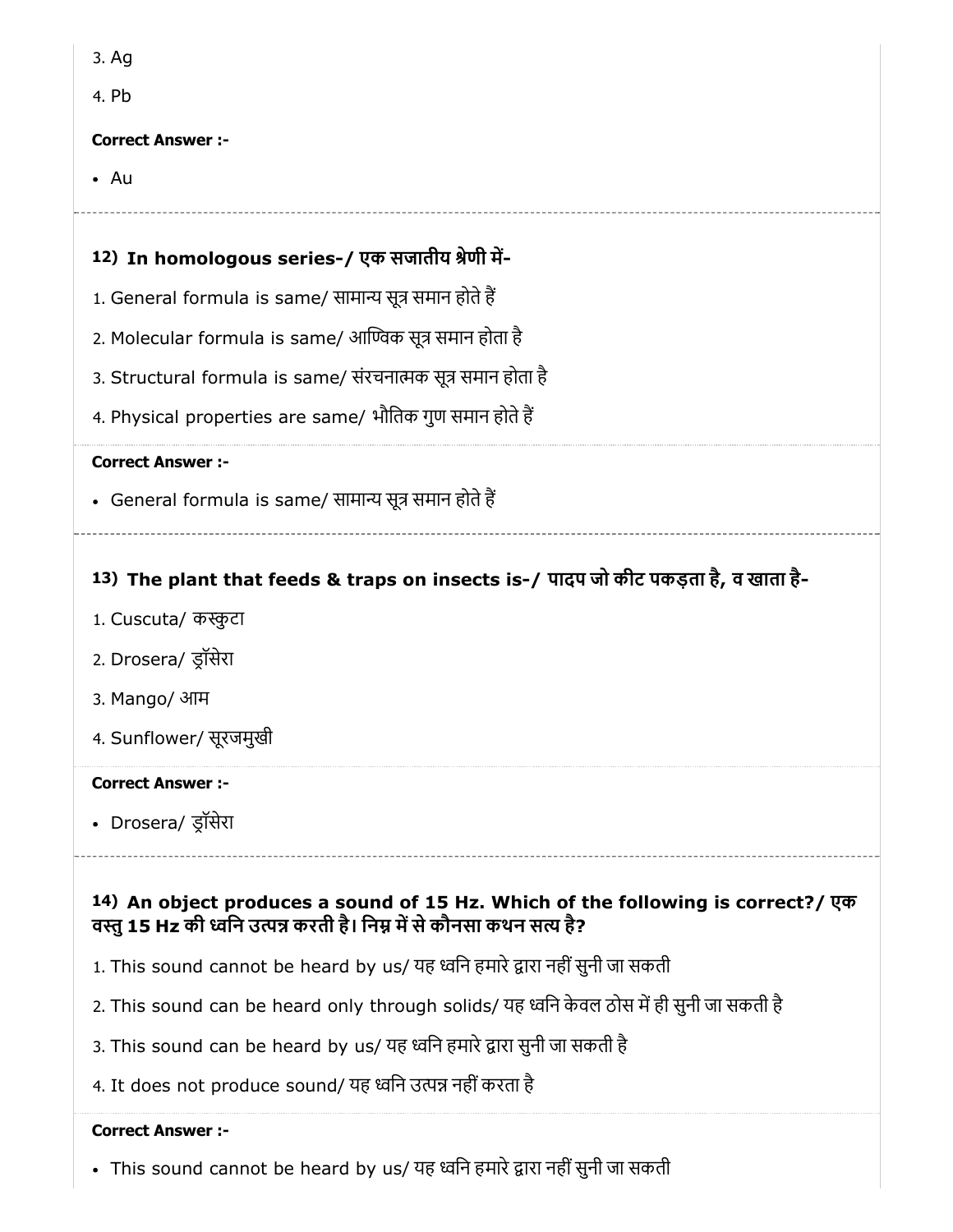3. Ag

4. Pb

**Correct Answer :-**

- Au

### 12) In homologous series-/ एक सजातीय श्रेणी में-

1. General formula is same/ सामान्य सूत्र समान होते हैं
2. Molecular formula is same/ आण्विक सूत्र समान होता है
3. Structural formula is same/ संरचनात्मक सूत्र समान होता है
4. Physical properties are same/ भौतिक गुण समान होते हैं

**Correct Answer :-**

- General formula is same/ सामान्य सूत्र समान होते हैं

### 13) The plant that feeds & traps on insects is-/ पादप जो कीट पकड़ता है, व खाता है-

1. Cuscuta/ कस्कुटा
2. Drosera/ ड्रॉसेरा
3. Mango/ आम
4. Sunflower/ सूरजमुखी

**Correct Answer :-**

- Drosera/ ड्रॉसेरा

### 14) An object produces a sound of 15 Hz. Which of the following is correct?/ एक वस्तु 15 Hz की ध्वनि उत्पन्न करती है। निम्न में से कौनसा कथन सत्य है?

1. This sound cannot be heard by us/ यह ध्वनि हमारे द्वारा नहीं सुनी जा सकती
2. This sound can be heard only through solids/ यह ध्वनि केवल ठोस में ही सुनी जा सकती है
3. This sound can be heard by us/ यह ध्वनि हमारे द्वारा सुनी जा सकती है
4. It does not produce sound/ यह ध्वनि उत्पन्न नहीं करता है

**Correct Answer :-**

- This sound cannot be heard by us/ यह ध्वनि हमारे द्वारा नहीं सुनी जा सकती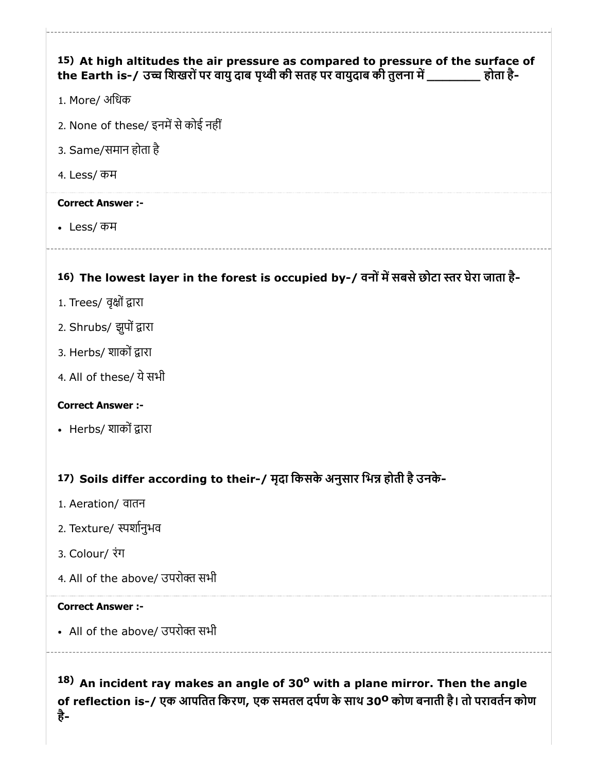15) **At high altitudes the air pressure as compared to pressure of the surface of the Earth is-/ उच्च शिखरों पर वायु दाब पृथ्वी की सतह पर वायुदाब की तुलना में _______ होता है-**

1. More/ अधिक
2. None of these/ इनमें से कोई नहीं
3. Same/समान होता है
4. Less/ कम

**Correct Answer :-**

- Less/ कम

16) **The lowest layer in the forest is occupied by-/ वनों में सबसे छोटा स्तर घेरा जाता है-**

1. Trees/ वृक्षों द्वारा
2. Shrubs/ झुपों द्वारा
3. Herbs/ शाकों द्वारा
4. All of these/ ये सभी

**Correct Answer :-**

- Herbs/ शाकों द्वारा

17) **Soils differ according to their-/ मृदा किसके अनुसार भिन्न होती है उनके-**

1. Aeration/ वातन
2. Texture/ स्पर्शानुभव
3. Colour/ रंग
4. All of the above/ उपरोक्त सभी

**Correct Answer :-**

- All of the above/ उपरोक्त सभी

18) **An incident ray makes an angle of $30^{o}$ with a plane mirror. Then the angle of reflection is-/ एक आपतित किरण, एक समतल दर्पण के साथ $30^{o}$ कोण बनाती है। तो परावर्तन कोण है-**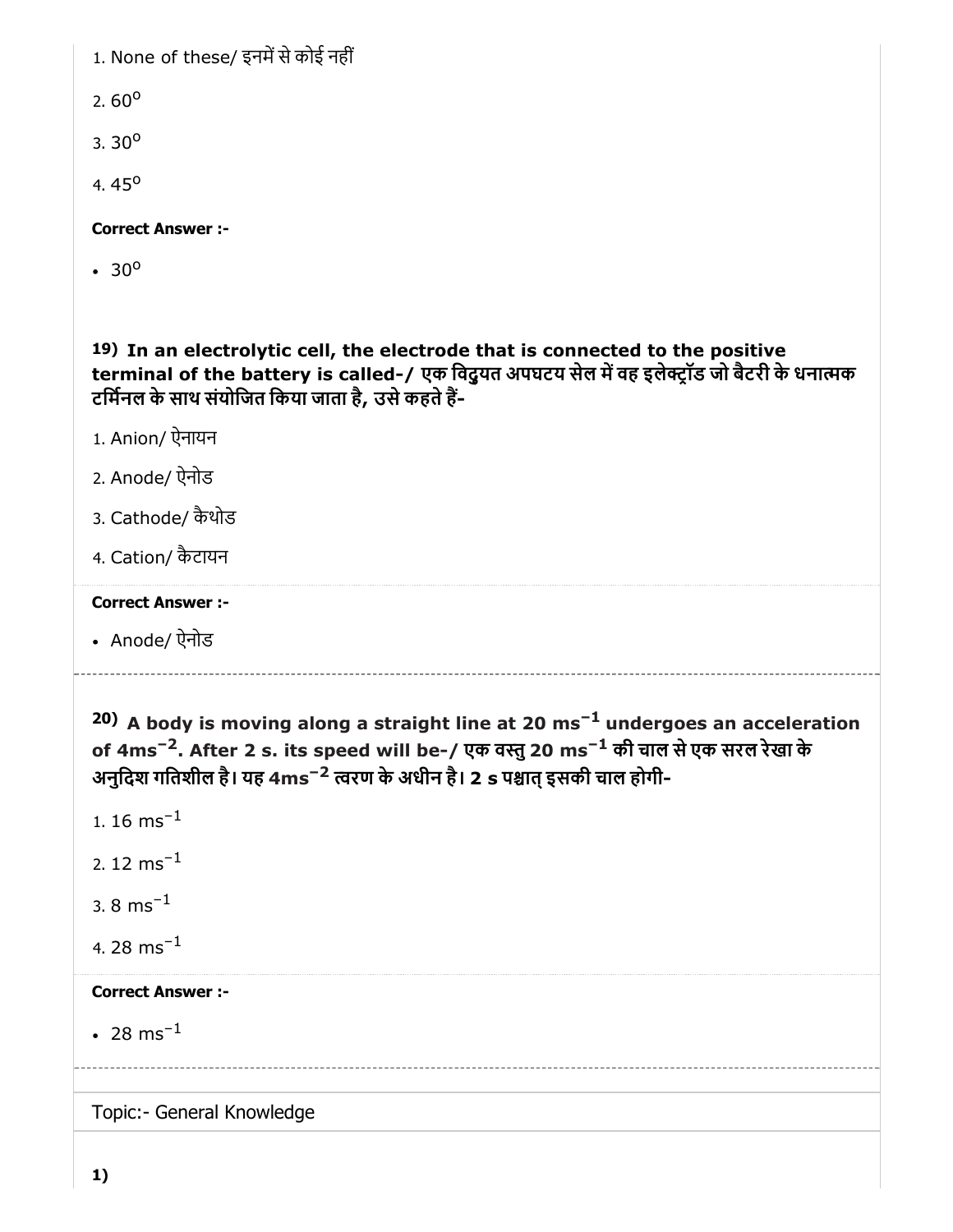1. None of these/ इनमें से कोई नहीं

2. $60^o$

3. $30^o$

4. $45^o$

**Correct Answer :-**

- $30^o$

**19) In an electrolytic cell, the electrode that is connected to the positive terminal of the battery is called-/ एक विद्युत अपघटय सेल में वह इलेक्ट्रॉड जो बैटरी के धनात्मक टर्मिनल के साथ संयोजित किया जाता है, उसे कहते हैं-**

1. Anion/ ऐनायन

2. Anode/ ऐनोड

3. Cathode/ कैथोड

4. Cation/ कैटायन

**Correct Answer :-**

- Anode/ ऐनोड

**20) A body is moving along a straight line at 20 $ms^{-1}$ undergoes an acceleration of $4ms^{-2}$. After 2 s. its speed will be-/ एक वस्तु 20 $ms^{-1}$ की चाल से एक सरल रेखा के अनुदिश गतिशील है। यह $4ms^{-2}$ त्वरण के अधीन है। 2 s पश्चात् इसकी चाल होगी-**

1. 16 $ms^{-1}$

2. 12 $ms^{-1}$

3. 8 $ms^{-1}$

4. 28 $ms^{-1}$

**Correct Answer :-**

- 28 $ms^{-1}$

Topic:- General Knowledge

**1)**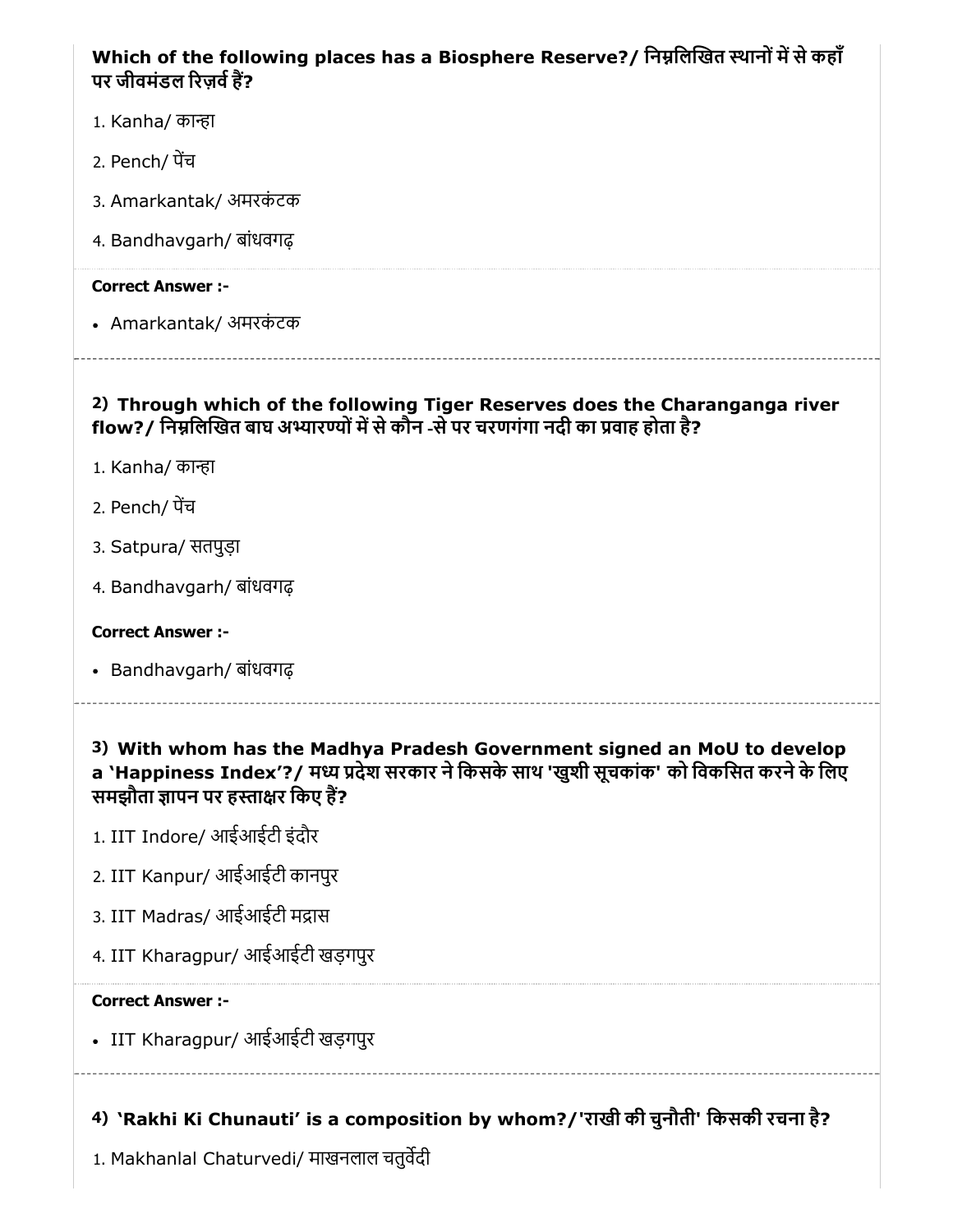**Which of the following places has a Biosphere Reserve?/ निम्नलिखित स्थानों में से कहाँ पर जीवमंडल रिज़र्व हैं?**

1. Kanha/ कान्हा
2. Pench/ पेंच
3. Amarkantak/ अमरकंटक
4. Bandhavgarh/ बांधवगढ़

**Correct Answer :-**

- Amarkantak/ अमरकंटक

---

**2) Through which of the following Tiger Reserves does the Charanganga river flow?/ निम्नलिखित बाघ अभ्यारण्यों में से कौन -से पर चरणगंगा नदी का प्रवाह होता है?**

1. Kanha/ कान्हा
2. Pench/ पेंच
3. Satpura/ सतपुड़ा
4. Bandhavgarh/ बांधवगढ़

**Correct Answer :-**

- Bandhavgarh/ बांधवगढ़

---

**3) With whom has the Madhya Pradesh Government signed an MoU to develop a 'Happiness Index'?/ मध्य प्रदेश सरकार ने किसके साथ 'खुशी सूचकांक' को विकसित करने के लिए समझौता ज्ञापन पर हस्ताक्षर किए हैं?**

1. IIT Indore/ आईआईटी इंदौर
2. IIT Kanpur/ आईआईटी कानपुर
3. IIT Madras/ आईआईटी मद्रास
4. IIT Kharagpur/ आईआईटी खड़गपुर

**Correct Answer :-**

- IIT Kharagpur/ आईआईटी खड़गपुर

---

**4) 'Rakhi Ki Chunauti' is a composition by whom?/'राखी की चुनौती' किसकी रचना है?**

1. Makhanlal Chaturvedi/ माखनलाल चतुर्वेदी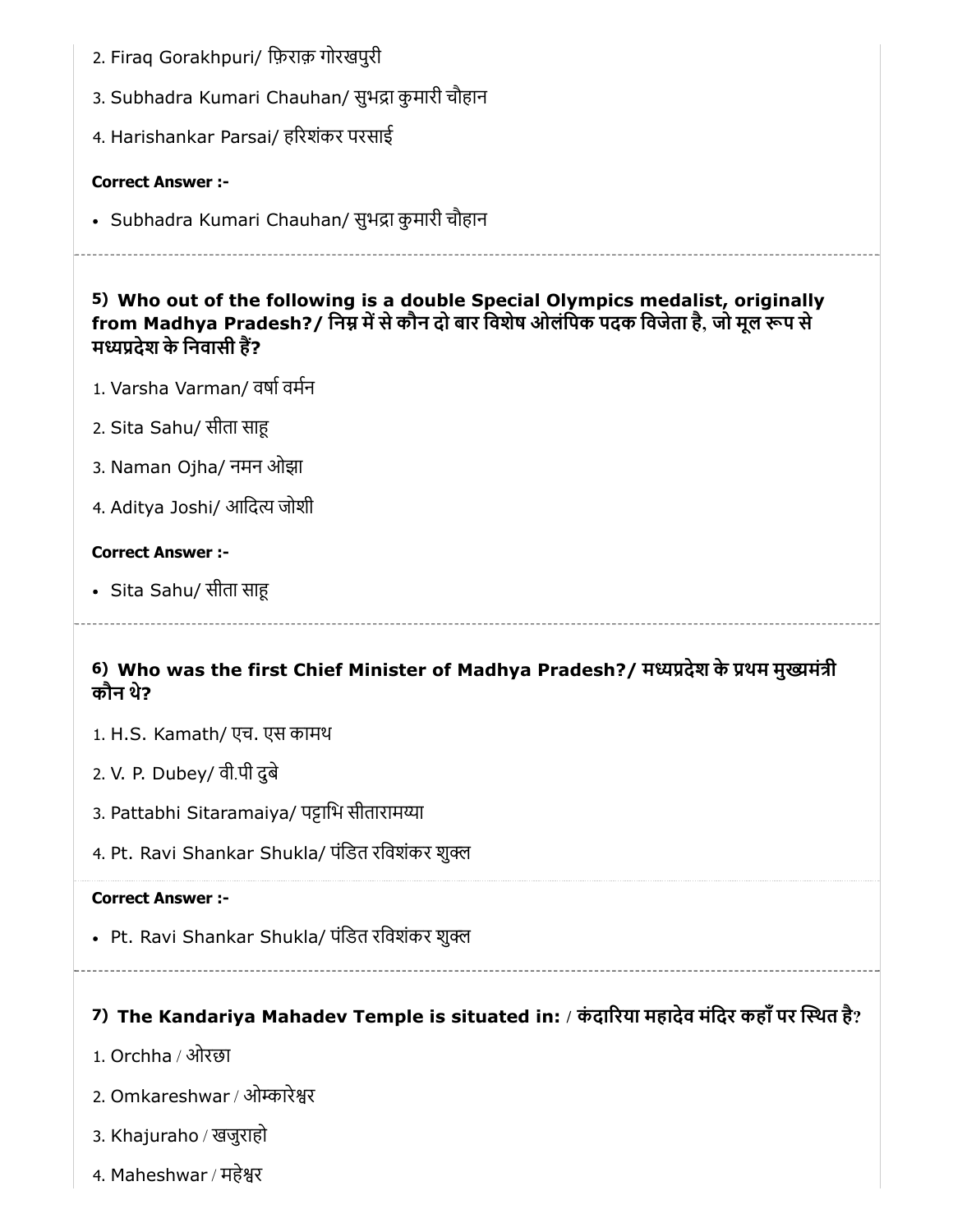2. Firaq Gorakhpuri/ फ़िराक़ गोरखपुरी

3. Subhadra Kumari Chauhan/ सुभद्रा कुमारी चौहान

4. Harishankar Parsai/ हरिशंकर परसाई

**Correct Answer :-**

- Subhadra Kumari Chauhan/ सुभद्रा कुमारी चौहान

---

**5) Who out of the following is a double Special Olympics medalist, originally from Madhya Pradesh?/ निम्न में से कौन दो बार विशेष ओलंपिक पदक विजेता है, जो मूल रूप से मध्यप्रदेश के निवासी हैं?**

1. Varsha Varman/ वर्षा वर्मन

2. Sita Sahu/ सीता साहू

3. Naman Ojha/ नमन ओझा

4. Aditya Joshi/ आदित्य जोशी

**Correct Answer :-**

- Sita Sahu/ सीता साहू

---

**6) Who was the first Chief Minister of Madhya Pradesh?/ मध्यप्रदेश के प्रथम मुख्यमंत्री कौन थे?**

1. H.S. Kamath/ एच. एस कामथ

2. V. P. Dubey/ वी.पी दुबे

3. Pattabhi Sitaramaiya/ पट्टाभि सीतारामय्या

4. Pt. Ravi Shankar Shukla/ पंडित रविशंकर शुक्ल

**Correct Answer :-**

- Pt. Ravi Shankar Shukla/ पंडित रविशंकर शुक्ल

---

**7) The Kandariya Mahadev Temple is situated in: / कंदारिया महादेव मंदिर कहाँ पर स्थित है?**

1. Orchha / ओरछा

2. Omkareshwar / ओम्कारेश्वर

3. Khajuraho / खजुराहो

4. Maheshwar / महेश्वर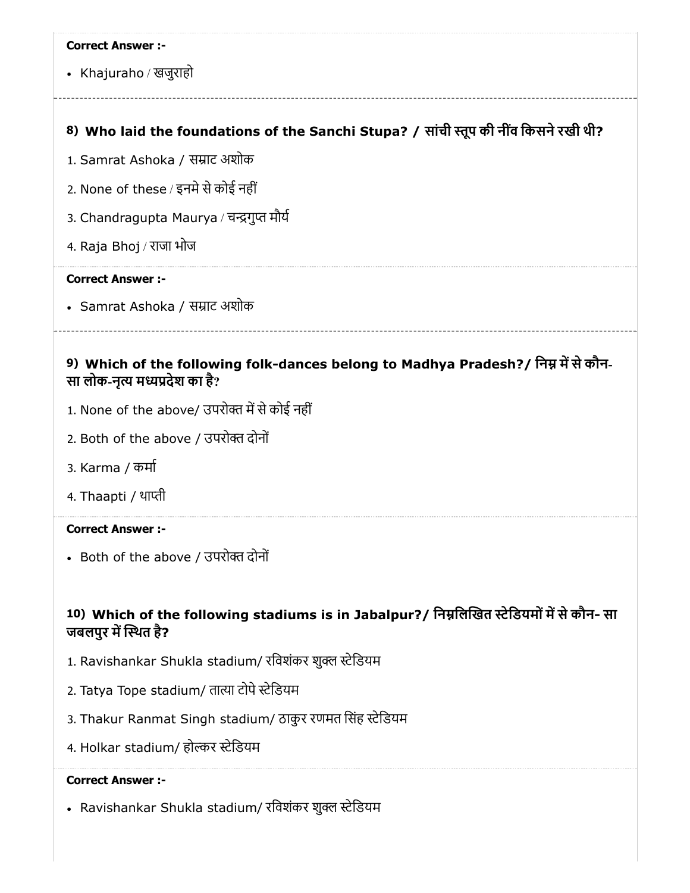**Correct Answer :-**

- Khajuraho / खजुराहो

### 8) Who laid the foundations of the Sanchi Stupa? / सांची स्तूप की नींव किसने रखी थी?

1. Samrat Ashoka / सम्राट अशोक
2. None of these / इनमे से कोई नहीं
3. Chandragupta Maurya / चन्द्रगुप्त मौर्य
4. Raja Bhoj / राजा भोज

**Correct Answer :-**

- Samrat Ashoka / सम्राट अशोक

### 9) Which of the following folk-dances belong to Madhya Pradesh?/ निम्न में से कौन-सा लोक-नृत्य मध्यप्रदेश का है?

1. None of the above/ उपरोक्त में से कोई नहीं
2. Both of the above / उपरोक्त दोनों
3. Karma / कर्मा
4. Thaapti / थाप्ती

**Correct Answer :-**

- Both of the above / उपरोक्त दोनों

### 10) Which of the following stadiums is in Jabalpur?/ निम्नलिखित स्टेडियमों में से कौन- सा जबलपुर में स्थित है?

1. Ravishankar Shukla stadium/ रविशंकर शुक्ल स्टेडियम
2. Tatya Tope stadium/ तात्या टोपे स्टेडियम
3. Thakur Ranmat Singh stadium/ ठाकुर रणमत सिंह स्टेडियम
4. Holkar stadium/ होल्कर स्टेडियम

**Correct Answer :-**

- Ravishankar Shukla stadium/ रविशंकर शुक्ल स्टेडियम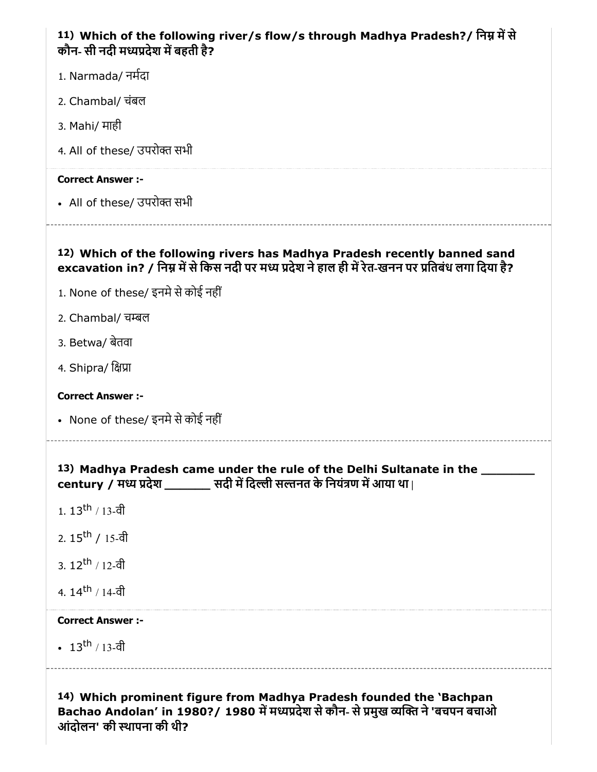**11) Which of the following river/s flow/s through Madhya Pradesh?/ निम्न में से कौन- सी नदी मध्यप्रदेश में बहती है?**

1. Narmada/ नर्मदा
2. Chambal/ चंबल
3. Mahi/ माही
4. All of these/ उपरोक्त सभी

**Correct Answer :-**

- All of these/ उपरोक्त सभी

---

**12) Which of the following rivers has Madhya Pradesh recently banned sand excavation in? / निम्न में से किस नदी पर मध्य प्रदेश ने हाल ही में रेत-खनन पर प्रतिबंध लगा दिया है?**

1. None of these/ इनमे से कोई नहीं
2. Chambal/ चम्बल
3. Betwa/ बेतवा
4. Shipra/ क्षिप्रा

**Correct Answer :-**

- None of these/ इनमे से कोई नहीं

---

**13) Madhya Pradesh came under the rule of the Delhi Sultanate in the _______ century / मध्य प्रदेश _______ सदी में दिल्ली सल्तनत के नियंत्रण में आया था |**

1. $13^{th}$ / 13-वी
2. $15^{th}$ / 15-वी
3. $12^{th}$ / 12-वी
4. $14^{th}$ / 14-वी

**Correct Answer :-**

- $13^{th}$ / 13-वी

---

**14) Which prominent figure from Madhya Pradesh founded the 'Bachpan Bachao Andolan' in 1980?/ 1980 में मध्यप्रदेश से कौन- से प्रमुख व्यक्ति ने 'बचपन बचाओ आंदोलन' की स्थापना की थी?**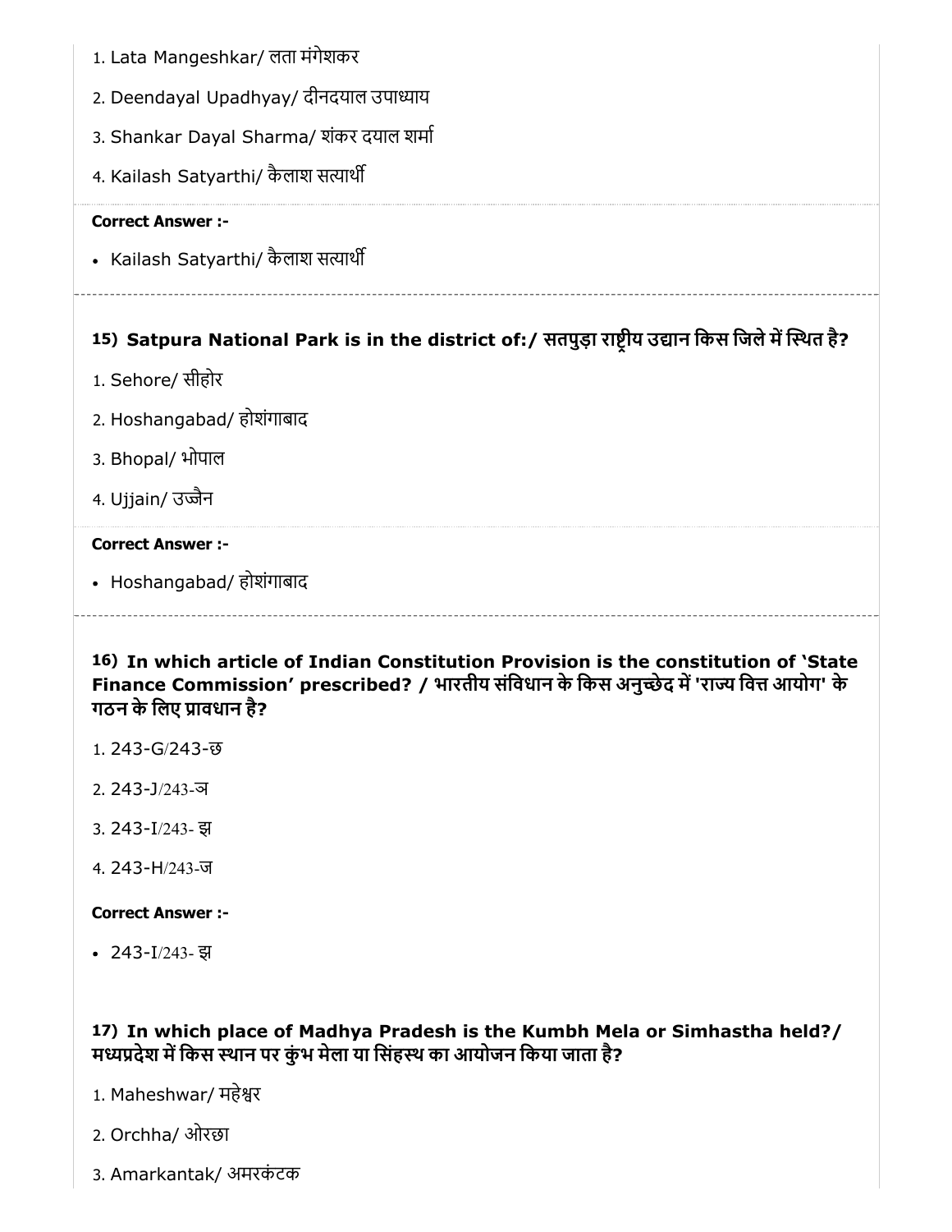1. Lata Mangeshkar/ लता मंगेशकर
2. Deendayal Upadhyay/ दीनदयाल उपाध्याय
3. Shankar Dayal Sharma/ शंकर दयाल शर्मा
4. Kailash Satyarthi/ कैलाश सत्यार्थी

**Correct Answer :-**

- Kailash Satyarthi/ कैलाश सत्यार्थी

---

#### 15) Satpura National Park is in the district of:/ सतपुड़ा राष्ट्रीय उद्यान किस जिले में स्थित है?

1. Sehore/ सीहोर
2. Hoshangabad/ होशंगाबाद
3. Bhopal/ भोपाल
4. Ujjain/ उज्जैन

**Correct Answer :-**

- Hoshangabad/ होशंगाबाद

---

#### 16) In which article of Indian Constitution Provision is the constitution of 'State Finance Commission' prescribed? / भारतीय संविधान के किस अनुच्छेद में 'राज्य वित्त आयोग' के गठन के लिए प्रावधान है?

1. 243-G/243-छ
2. 243-J/243-ञ
3. 243-I/243- झ
4. 243-H/243-ज

**Correct Answer :-**

- 243-I/243- झ

#### 17) In which place of Madhya Pradesh is the Kumbh Mela or Simhastha held?/ मध्यप्रदेश में किस स्थान पर कुंभ मेला या सिंहस्थ का आयोजन किया जाता है?

1. Maheshwar/ महेश्वर
2. Orchha/ ओरछा
3. Amarkantak/ अमरकंटक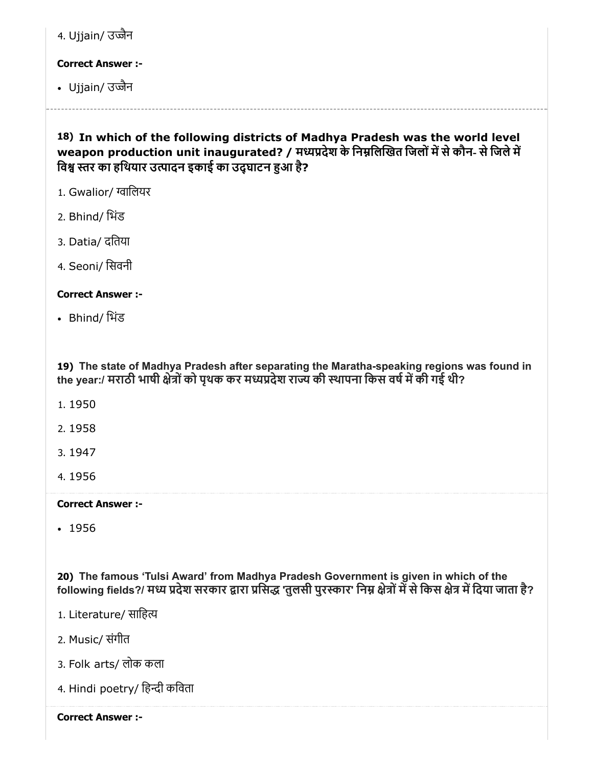4. Ujjain/ उज्जैन

**Correct Answer :-**

- Ujjain/ उज्जैन

---

**18) In which of the following districts of Madhya Pradesh was the world level weapon production unit inaugurated? / मध्यप्रदेश के निम्नलिखित जिलों में से कौन- से जिले में विश्व स्तर का हथियार उत्पादन इकाई का उद्घाटन हुआ है?**

1. Gwalior/ ग्वालियर
2. Bhind/ भिंड
3. Datia/ दतिया
4. Seoni/ सिवनी

**Correct Answer :-**

- Bhind/ भिंड

**19) The state of Madhya Pradesh after separating the Maratha-speaking regions was found in the year:/ मराठी भाषी क्षेत्रों को पृथक कर मध्यप्रदेश राज्य की स्थापना किस वर्ष में की गई थी?**

1. 1950
2. 1958
3. 1947
4. 1956

**Correct Answer :-**

- 1956

**20) The famous 'Tulsi Award' from Madhya Pradesh Government is given in which of the following fields?/ मध्य प्रदेश सरकार द्वारा प्रसिद्ध 'तुलसी पुरस्कार' निम्न क्षेत्रों में से किस क्षेत्र में दिया जाता है?**

1. Literature/ साहित्य
2. Music/ संगीत
3. Folk arts/ लोक कला
4. Hindi poetry/ हिन्दी कविता

**Correct Answer :-**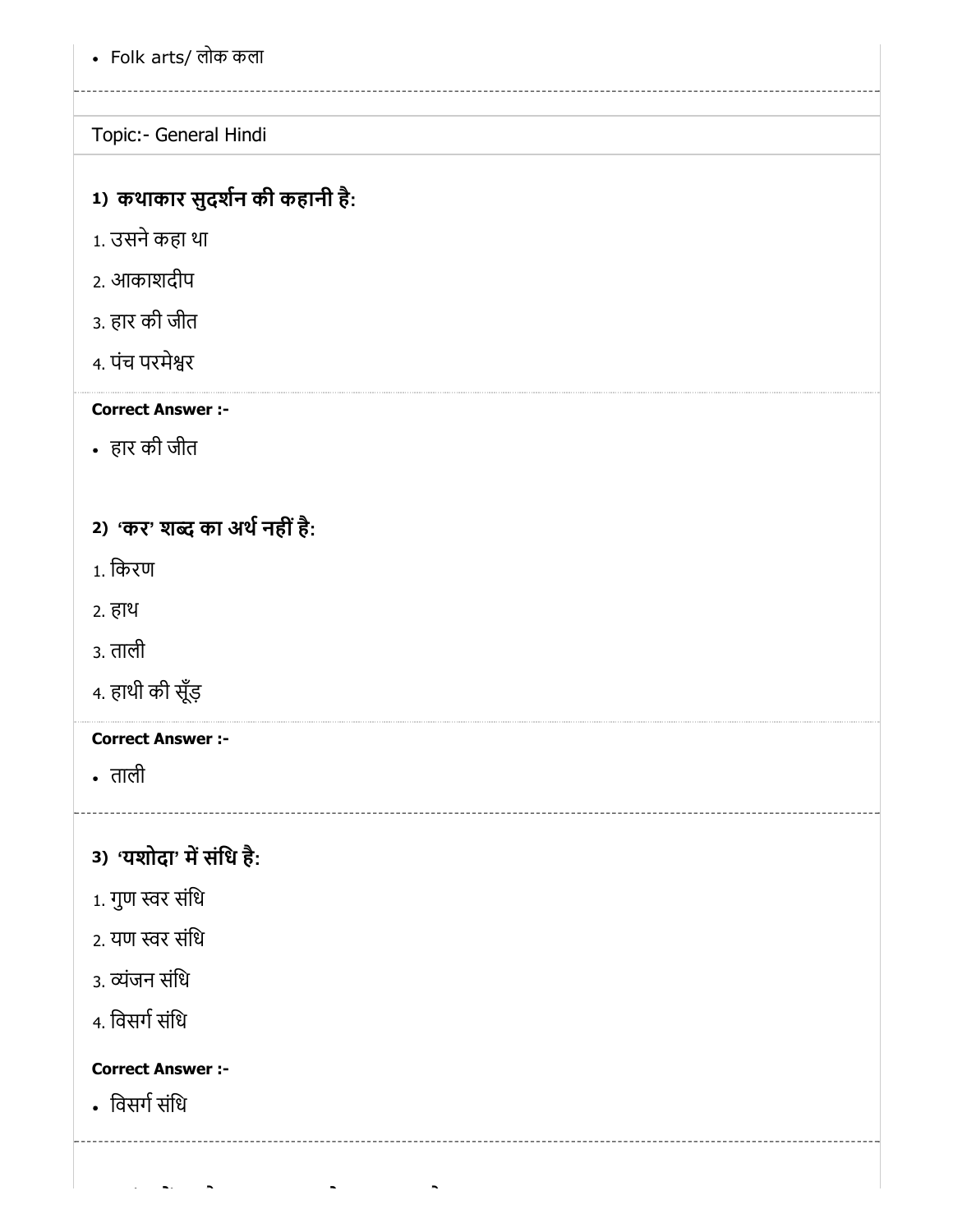- Folk arts/ लोक कला

Topic:- General Hindi

**1) कथाकार सुदर्शन की कहानी है:**

1. उसने कहा था
2. आकाशदीप
3. हार की जीत
4. पंच परमेश्वर

**Correct Answer :-**

- हार की जीत

**2) 'कर' शब्द का अर्थ नहीं है:**

1. किरण
2. हाथ
3. ताली
4. हाथी की सूँड़

**Correct Answer :-**

- ताली

**3) 'यशोदा' में संधि है:**

1. गुण स्वर संधि
2. यण स्वर संधि
3. व्यंजन संधि
4. विसर्ग संधि

**Correct Answer :-**

- विसर्ग संधि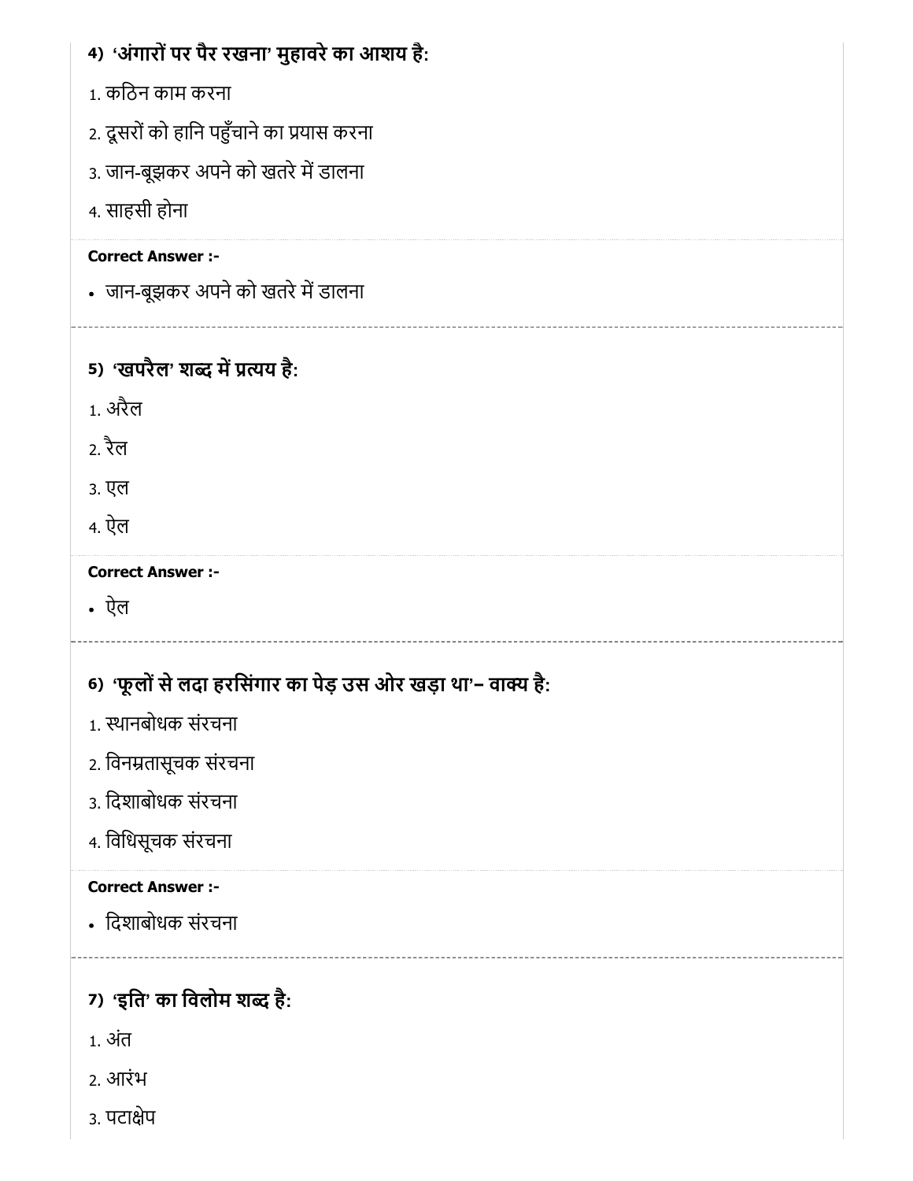**4) 'अंगारों पर पैर रखना' मुहावरे का आशय है:**

1. कठिन काम करना
2. दूसरों को हानि पहुँचाने का प्रयास करना
3. जान-बूझकर अपने को खतरे में डालना
4. साहसी होना

**Correct Answer :-**

- जान-बूझकर अपने को खतरे में डालना

---

**5) 'खपरैल' शब्द में प्रत्यय है:**

1. अरैल
2. रैल
3. एल
4. ऐल

**Correct Answer :-**

- ऐल

---

**6) 'फूलों से लदा हरसिंगार का पेड़ उस ओर खड़ा था'– वाक्य है:**

1. स्थानबोधक संरचना
2. विनम्रतासूचक संरचना
3. दिशाबोधक संरचना
4. विधिसूचक संरचना

**Correct Answer :-**

- दिशाबोधक संरचना

---

**7) 'इति' का विलोम शब्द है:**

1. अंत
2. आरंभ
3. पटाक्षेप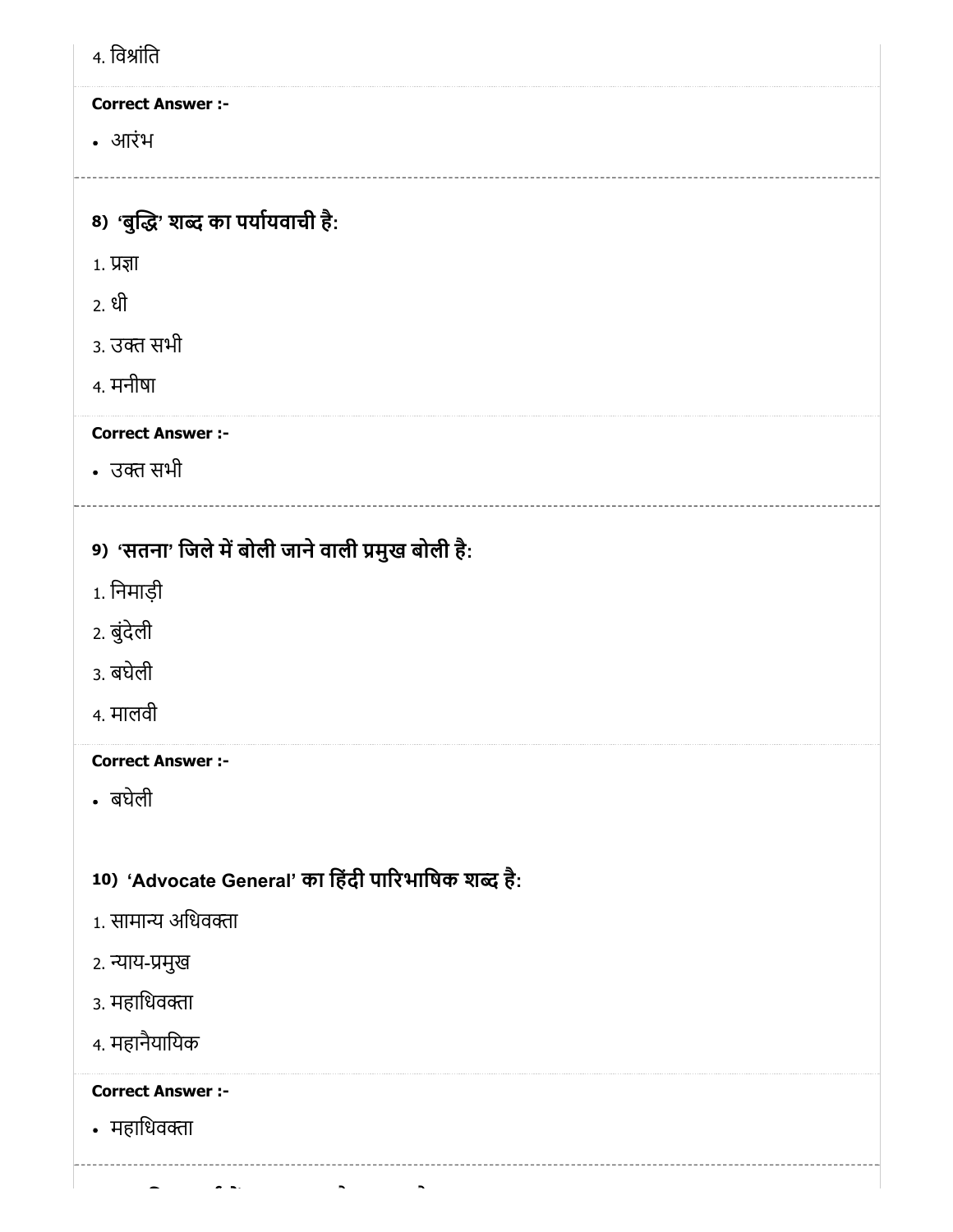4. विश्रांति

**Correct Answer :-**

- आरंभ

---

**8) 'बुद्धि' शब्द का पर्यायवाची है:**

1. प्रज्ञा
2. धी
3. उक्त सभी
4. मनीषा

**Correct Answer :-**

- उक्त सभी

---

**9) 'सतना' जिले में बोली जाने वाली प्रमुख बोली है:**

1. निमाड़ी
2. बुंदेली
3. बघेली
4. मालवी

**Correct Answer :-**

- बघेली

**10) 'Advocate General' का हिंदी पारिभाषिक शब्द है:**

1. सामान्य अधिवक्ता
2. न्याय-प्रमुख
3. महाधिवक्ता
4. महानैयायिक

**Correct Answer :-**

- महाधिवक्ता

---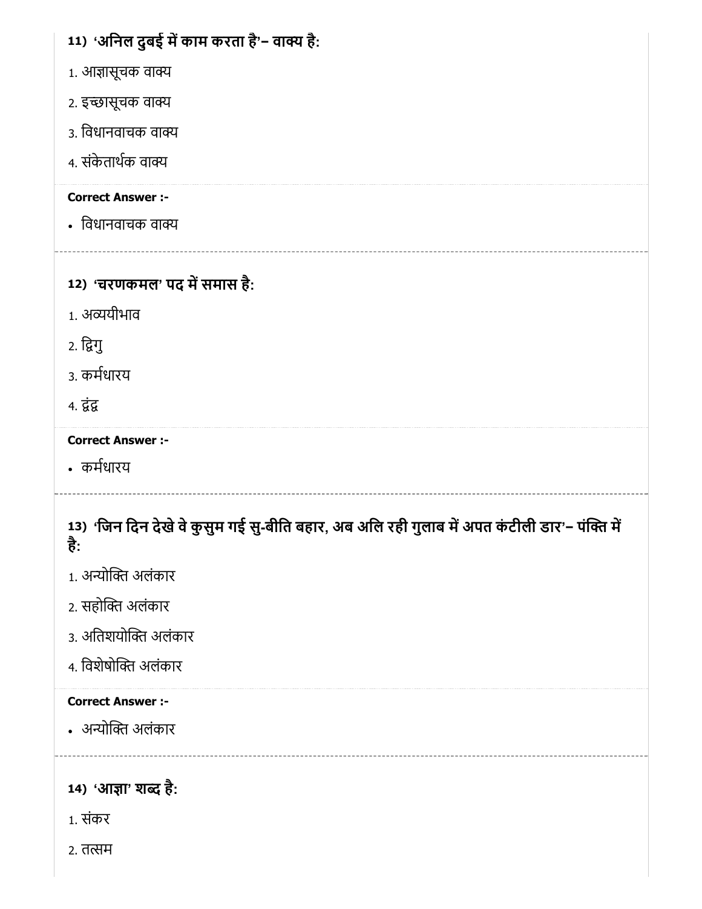**11) 'अनिल दुबई में काम करता है'– वाक्य है:**

1. आज्ञासूचक वाक्य
2. इच्छासूचक वाक्य
3. विधानवाचक वाक्य
4. संकेतार्थक वाक्य

**Correct Answer :-**

- विधानवाचक वाक्य

---

**12) 'चरणकमल' पद में समास है:**

1. अव्ययीभाव
2. द्विगु
3. कर्मधारय
4. द्वंद्व

**Correct Answer :-**

- कर्मधारय

---

**13) 'जिन दिन देखे वे कुसुम गई सु-बीति बहार, अब अलि रही गुलाब में अपत कंटीली डार'– पंक्ति में है:**

1. अन्योक्ति अलंकार
2. सहोक्ति अलंकार
3. अतिशयोक्ति अलंकार
4. विशेषोक्ति अलंकार

**Correct Answer :-**

- अन्योक्ति अलंकार

---

**14) 'आज्ञा' शब्द है:**

1. संकर
2. तत्सम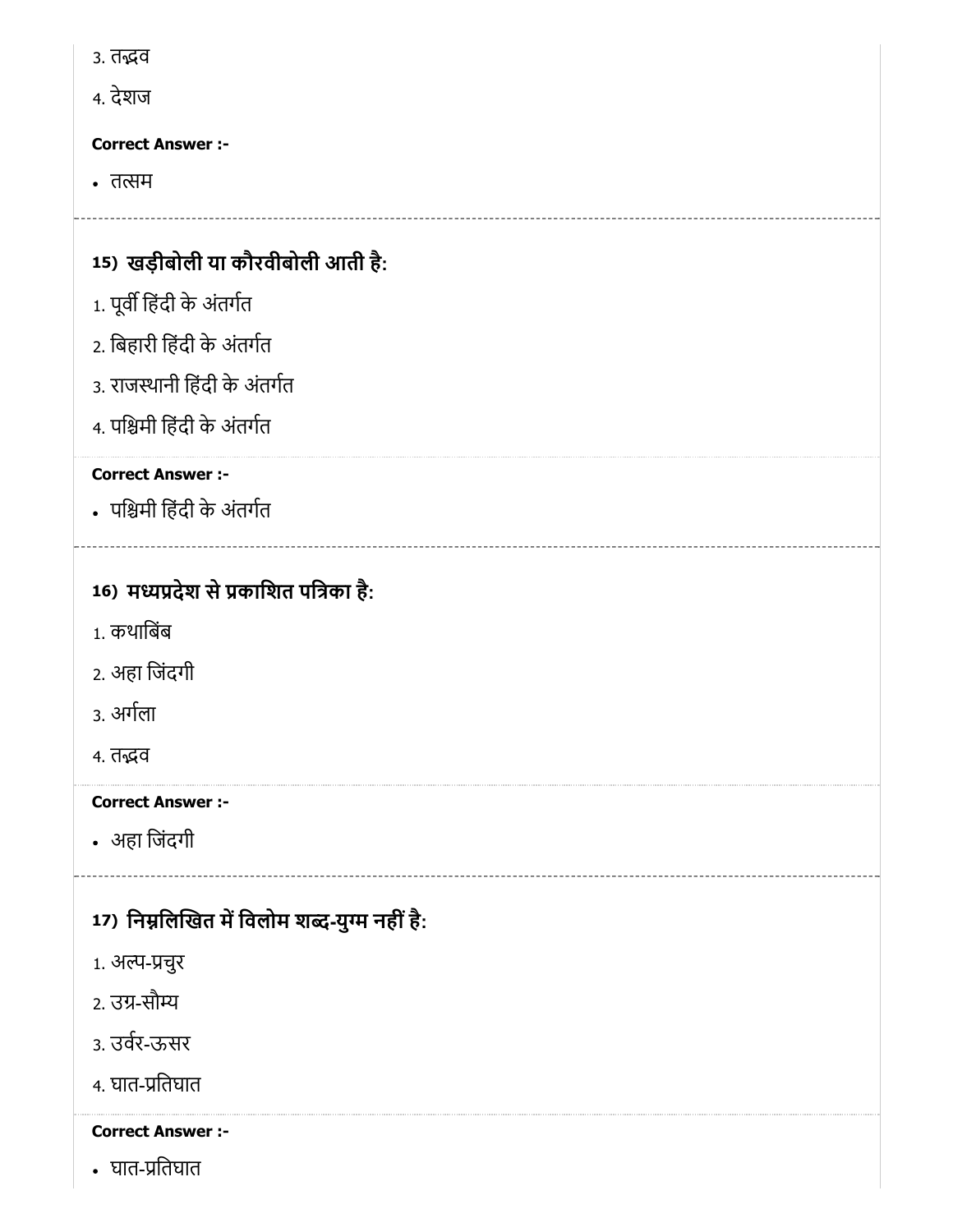3. तद्भव

4. देशज

**Correct Answer :-**

- तत्सम

---

**15) खड़ीबोली या कौरवीबोली आती है:**

1. पूर्वी हिंदी के अंतर्गत

2. बिहारी हिंदी के अंतर्गत

3. राजस्थानी हिंदी के अंतर्गत

4. पश्चिमी हिंदी के अंतर्गत

**Correct Answer :-**

- पश्चिमी हिंदी के अंतर्गत

---

**16) मध्यप्रदेश से प्रकाशित पत्रिका है:**

1. कथाबिंब

2. अहा जिंदगी

3. अर्गला

4. तद्भव

**Correct Answer :-**

- अहा जिंदगी

---

**17) निम्नलिखित में विलोम शब्द-युग्म नहीं है:**

1. अल्प-प्रचुर

2. उग्र-सौम्य

3. उर्वर-ऊसर

4. घात-प्रतिघात

**Correct Answer :-**

- घात-प्रतिघात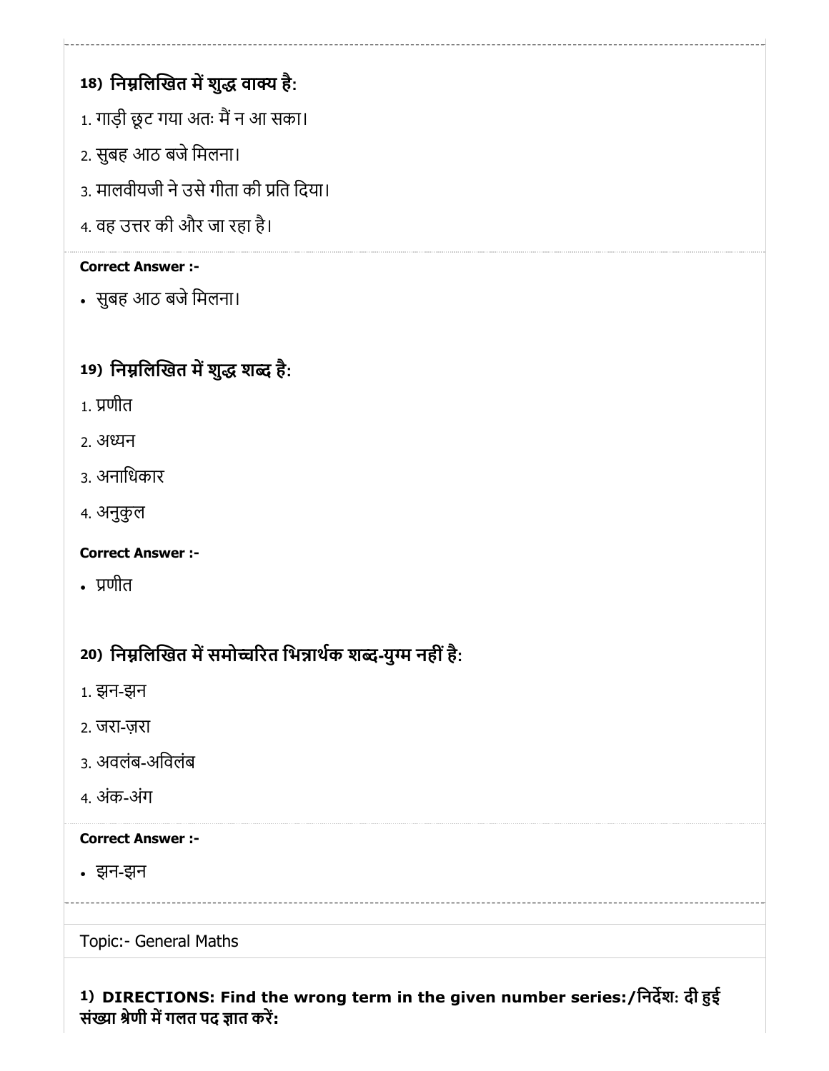**18) निम्नलिखित में शुद्ध वाक्य है:**

1. गाड़ी छूट गया अतः मैं न आ सका।
2. सुबह आठ बजे मिलना।
3. मालवीयजी ने उसे गीता की प्रति दिया।
4. वह उत्तर की और जा रहा है।

**Correct Answer :-**

- सुबह आठ बजे मिलना।

**19) निम्नलिखित में शुद्ध शब्द है:**

1. प्रणीत
2. अध्यन
3. अनाधिकार
4. अनुकुल

**Correct Answer :-**

- प्रणीत

**20) निम्नलिखित में समोच्चरित भिन्नार्थक शब्द-युग्म नहीं है:**

1. झन-झन
2. जरा-ज़रा
3. अवलंब-अविलंब
4. अंक-अंग

**Correct Answer :-**

- झन-झन

Topic:- General Maths

**1) DIRECTIONS: Find the wrong term in the given number series:/निर्देश: दी हुई संख्या श्रेणी में गलत पद ज्ञात करें:**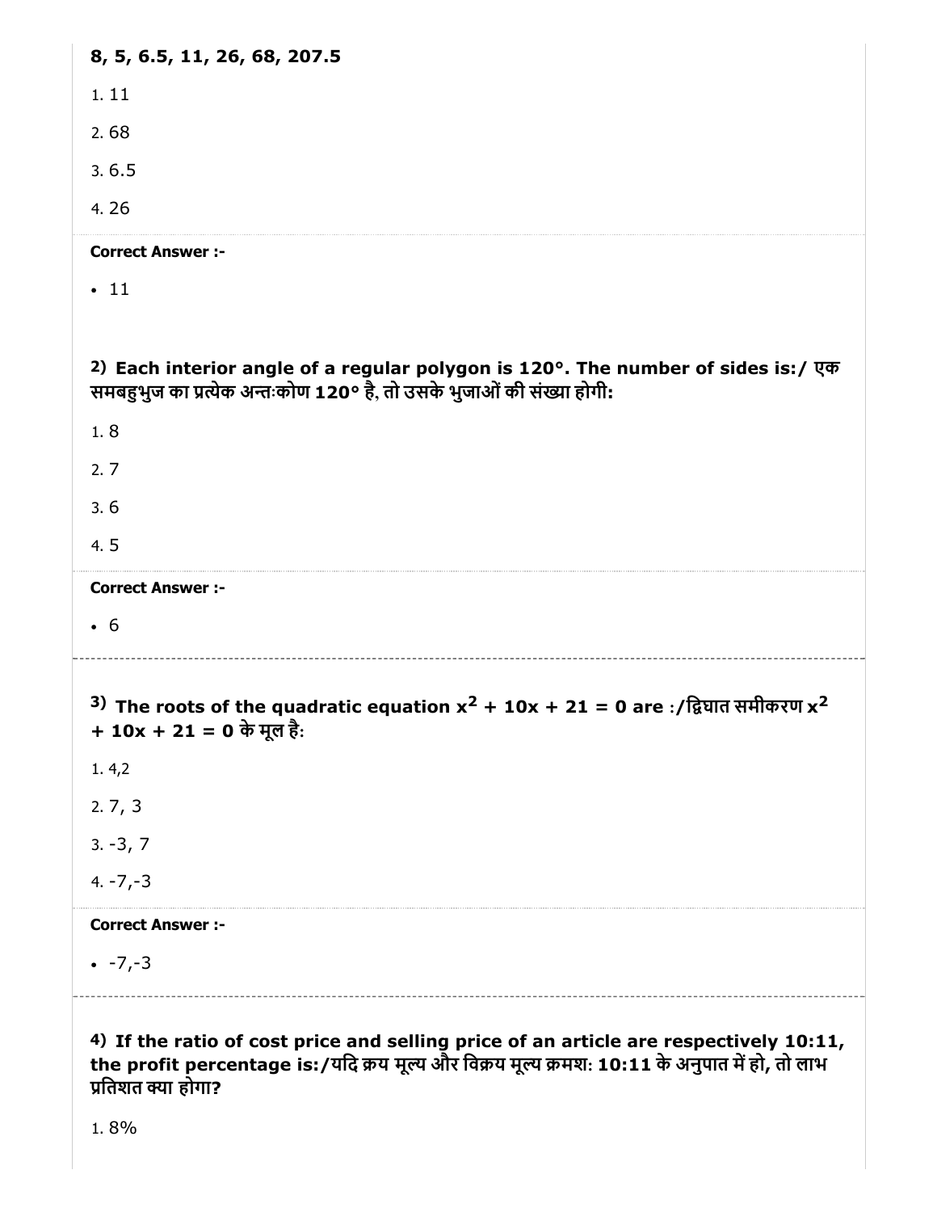**8, 5, 6.5, 11, 26, 68, 207.5**

1. 11
2. 68
3. 6.5
4. 26

**Correct Answer :-**

- 11

**2) Each interior angle of a regular polygon is 120°. The number of sides is:/ एक समबहुभुज का प्रत्येक अन्तःकोण 120° है, तो उसके भुजाओं की संख्या होगी:**

1. 8
2. 7
3. 6
4. 5

**Correct Answer :-**

- 6

**3) The roots of the quadratic equation $x^2 + 10x + 21 = 0$ are :/द्विघात समीकरण $x^2 + 10x + 21 = 0$ के मूल है:**

1. 4,2
2. 7, 3
3. -3, 7
4. -7,-3

**Correct Answer :-**

- -7,-3

**4) If the ratio of cost price and selling price of an article are respectively 10:11, the profit percentage is:/यदि क्रय मूल्य और विक्रय मूल्य क्रमशः 10:11 के अनुपात में हो, तो लाभ प्रतिशत क्या होगा?**

1. 8%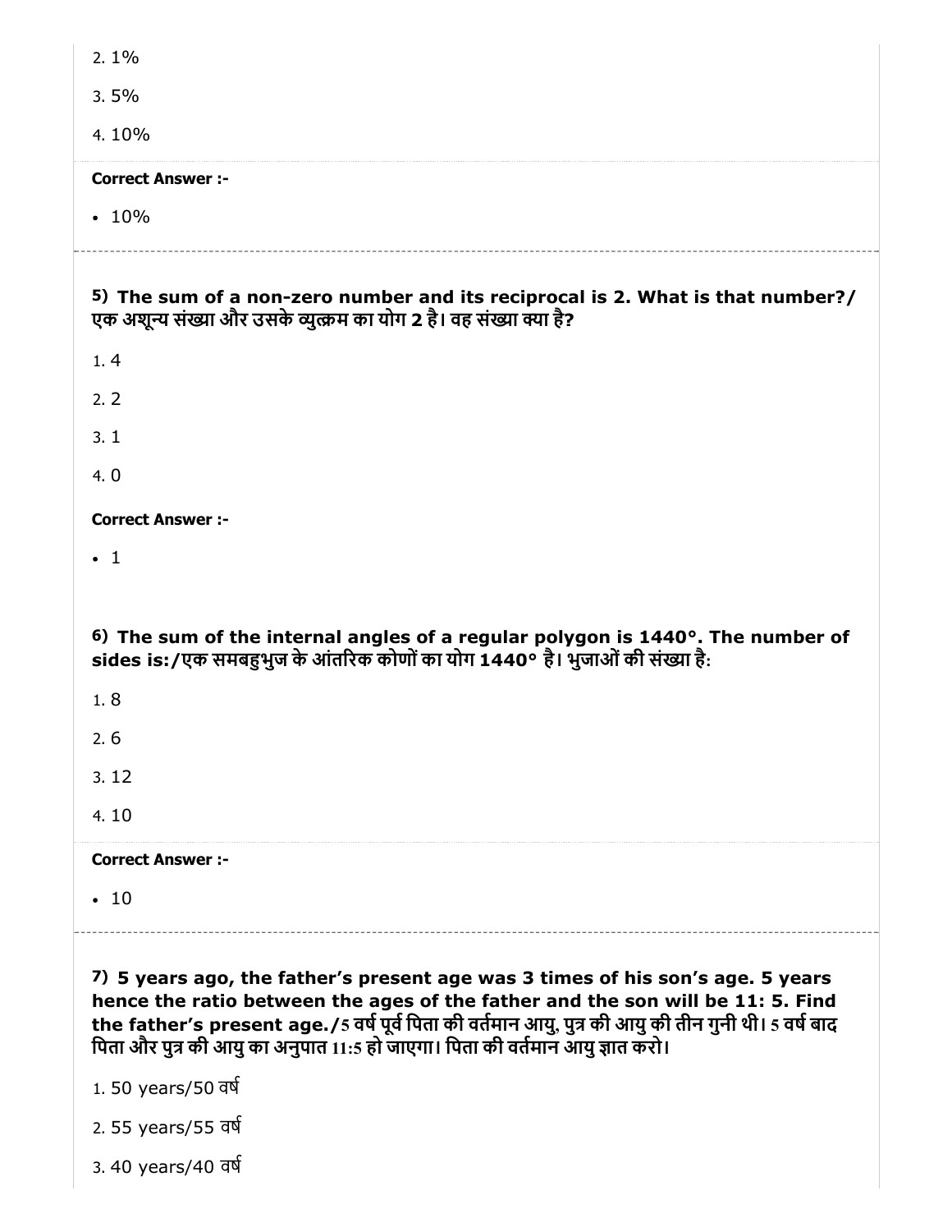2. 1%

3. 5%

4. 10%

**Correct Answer :-**

- 10%

---

**5) The sum of a non-zero number and its reciprocal is 2. What is that number?/ एक अशून्य संख्या और उसके व्युत्क्रम का योग 2 है। वह संख्या क्या है?**

1. 4

2. 2

3. 1

4. 0

**Correct Answer :-**

- 1

**6) The sum of the internal angles of a regular polygon is 1440°. The number of sides is:/एक समबहुभुज के आंतरिक कोणों का योग 1440° है। भुजाओं की संख्या है:**

1. 8

2. 6

3. 12

4. 10

**Correct Answer :-**

- 10

---

**7) 5 years ago, the father's present age was 3 times of his son's age. 5 years hence the ratio between the ages of the father and the son will be 11: 5. Find the father's present age./5 वर्ष पूर्व पिता की वर्तमान आयु, पुत्र की आयु की तीन गुनी थी। 5 वर्ष बाद पिता और पुत्र की आयु का अनुपात 11:5 हो जाएगा। पिता की वर्तमान आयु ज्ञात करो।**

1. 50 years/50 वर्ष

2. 55 years/55 वर्ष

3. 40 years/40 वर्ष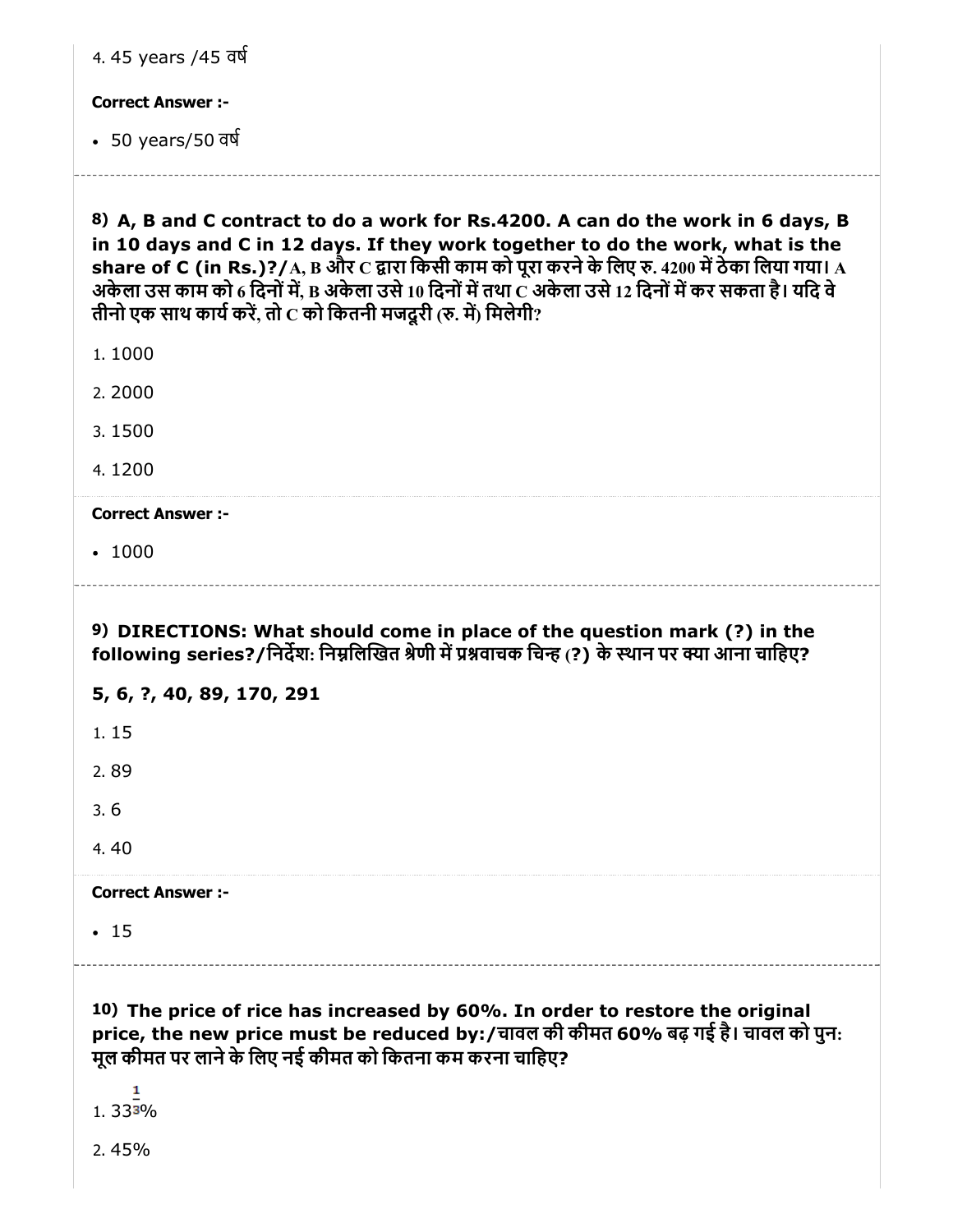4. 45 years /45 वर्ष

**Correct Answer :-**

- 50 years/50 वर्ष

---

**8) A, B and C contract to do a work for Rs.4200. A can do the work in 6 days, B in 10 days and C in 12 days. If they work together to do the work, what is the share of C (in Rs.)?/A, B और C द्वारा किसी काम को पूरा करने के लिए रु. 4200 में ठेका लिया गया। A अकेला उस काम को 6 दिनों में, B अकेला उसे 10 दिनों में तथा C अकेला उसे 12 दिनों में कर सकता है। यदि वे तीनो एक साथ कार्य करें, तो C को कितनी मजदूरी (रु. में) मिलेगी?**

1. 1000
2. 2000
3. 1500
4. 1200

**Correct Answer :-**

- 1000

---

**9) DIRECTIONS: What should come in place of the question mark (?) in the following series?/निर्देश: निम्नलिखित श्रेणी में प्रश्नवाचक चिन्ह (?) के स्थान पर क्या आना चाहिए?**

**5, 6, ?, 40, 89, 170, 291**

1. 15
2. 89
3. 6
4. 40

**Correct Answer :-**

- 15

---

**10) The price of rice has increased by 60%. In order to restore the original price, the new price must be reduced by:/चावल की कीमत 60% बढ़ गई है। चावल को पुन: मूल कीमत पर लाने के लिए नई कीमत को कितना कम करना चाहिए?**

1. $33\frac{1}{3}$%
2. 45%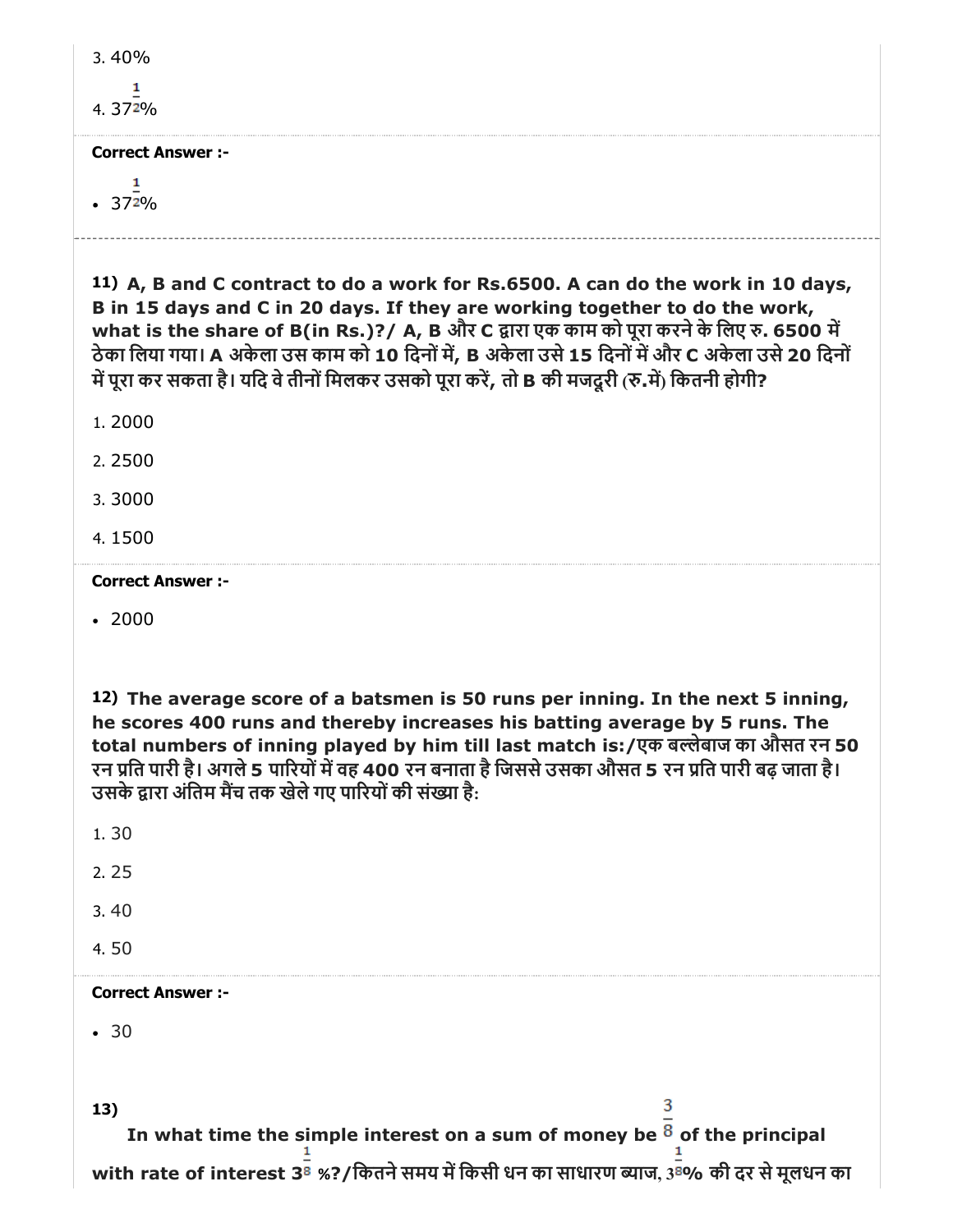3. 40%

4. $37\frac{1}{2}$%

**Correct Answer :-**

- $37\frac{1}{2}$%

---

**11) A, B and C contract to do a work for Rs.6500. A can do the work in 10 days, B in 15 days and C in 20 days. If they are working together to do the work, what is the share of B(in Rs.)?/ A, B और C द्वारा एक काम को पूरा करने के लिए रु. 6500 में ठेका लिया गया। A अकेला उस काम को 10 दिनों में, B अकेला उसे 15 दिनों में और C अकेला उसे 20 दिनों में पूरा कर सकता है। यदि वे तीनों मिलकर उसको पूरा करें, तो B की मजदूरी (रु.में) कितनी होगी?**

1. 2000

2. 2500

3. 3000

4. 1500

**Correct Answer :-**

- 2000

**12) The average score of a batsmen is 50 runs per inning. In the next 5 inning, he scores 400 runs and thereby increases his batting average by 5 runs. The total numbers of inning played by him till last match is:/एक बल्लेबाज का औसत रन 50 रन प्रति पारी है। अगले 5 पारियों में वह 400 रन बनाता है जिससे उसका औसत 5 रन प्रति पारी बढ़ जाता है। उसके द्वारा अंतिम मैंच तक खेले गए पारियों की संख्या है:**

1. 30

2. 25

3. 40

4. 50

**Correct Answer :-**

- 30

**13)**

**In what time the simple interest on a sum of money be $\frac{3}{8}$ of the principal with rate of interest $3\frac{1}{8}$ %?/कितने समय में किसी धन का साधारण ब्याज, $3\frac{1}{8}$% की दर से मूलधन का**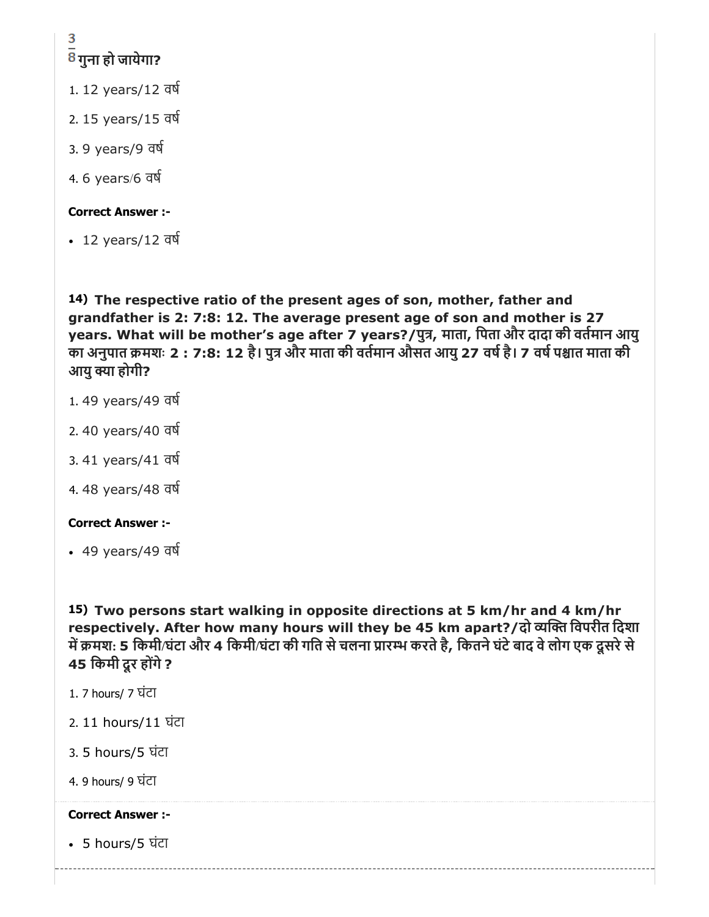$\frac{3}{8}$ **गुना हो जायेगा?**

1. 12 years/12 वर्ष
2. 15 years/15 वर्ष
3. 9 years/9 वर्ष
4. 6 years/6 वर्ष

**Correct Answer :-**

- 12 years/12 वर्ष

**14) The respective ratio of the present ages of son, mother, father and grandfather is 2: 7:8: 12. The average present age of son and mother is 27 years. What will be mother's age after 7 years?/पुत्र, माता, पिता और दादा की वर्तमान आयु का अनुपात क्रमशः 2 : 7:8: 12 है। पुत्र और माता की वर्तमान औसत आयु 27 वर्ष है। 7 वर्ष पश्चात माता की आयु क्या होगी?**

1. 49 years/49 वर्ष
2. 40 years/40 वर्ष
3. 41 years/41 वर्ष
4. 48 years/48 वर्ष

**Correct Answer :-**

- 49 years/49 वर्ष

**15) Two persons start walking in opposite directions at 5 km/hr and 4 km/hr respectively. After how many hours will they be 45 km apart?/दो व्यक्ति विपरीत दिशा में क्रमशः 5 किमी/घंटा और 4 किमी/घंटा की गति से चलना प्रारम्भ करते है, कितने घंटे बाद वे लोग एक दूसरे से 45 किमी दूर होंगे ?**

1. 7 hours/ 7 घंटा
2. 11 hours/11 घंटा
3. 5 hours/5 घंटा
4. 9 hours/ 9 घंटा

**Correct Answer :-**

- 5 hours/5 घंटा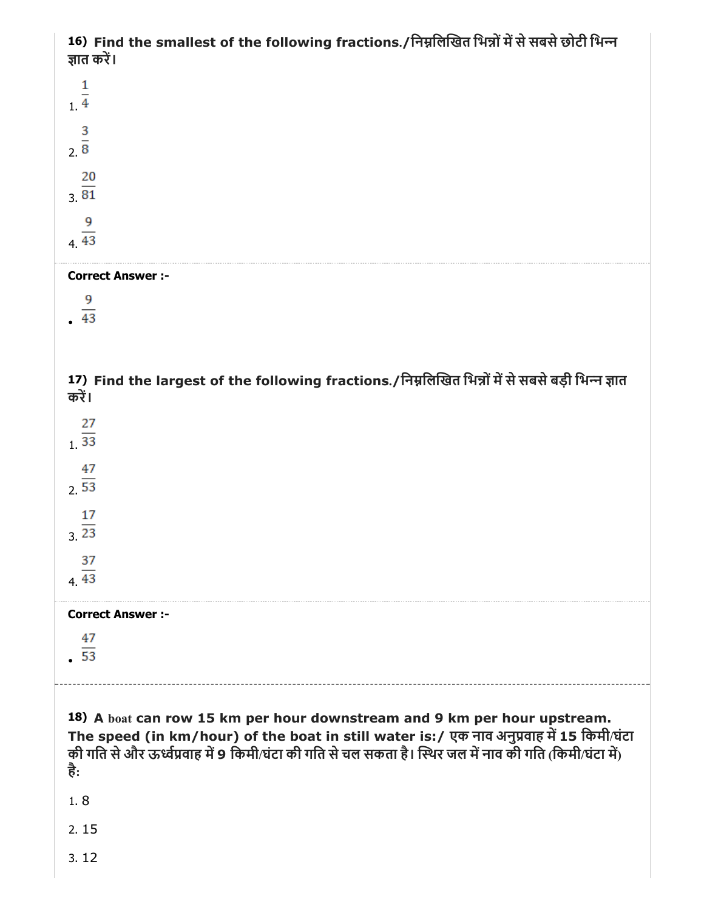**16)** **Find the smallest of the following fractions./निम्नलिखित भिन्नों में से सबसे छोटी भिन्न ज्ञात करें।**

1. $\frac{1}{4}$

2. $\frac{3}{8}$

3. $\frac{20}{81}$

4. $\frac{9}{43}$

**Correct Answer :-**

- $\frac{9}{43}$

**17)** **Find the largest of the following fractions./निम्नलिखित भिन्नों में से सबसे बड़ी भिन्न ज्ञात करें।**

1. $\frac{27}{33}$

2. $\frac{47}{53}$

3. $\frac{17}{23}$

4. $\frac{37}{43}$

**Correct Answer :-**

- $\frac{47}{53}$

**18)** **A boat can row 15 km per hour downstream and 9 km per hour upstream. The speed (in km/hour) of the boat in still water is:/ एक नाव अनुप्रवाह में 15 किमी/घंटा की गति से और ऊर्ध्वप्रवाह में 9 किमी/घंटा की गति से चल सकता है। स्थिर जल में नाव की गति (किमी/घंटा में) है:**

1. 8

2. 15

3. 12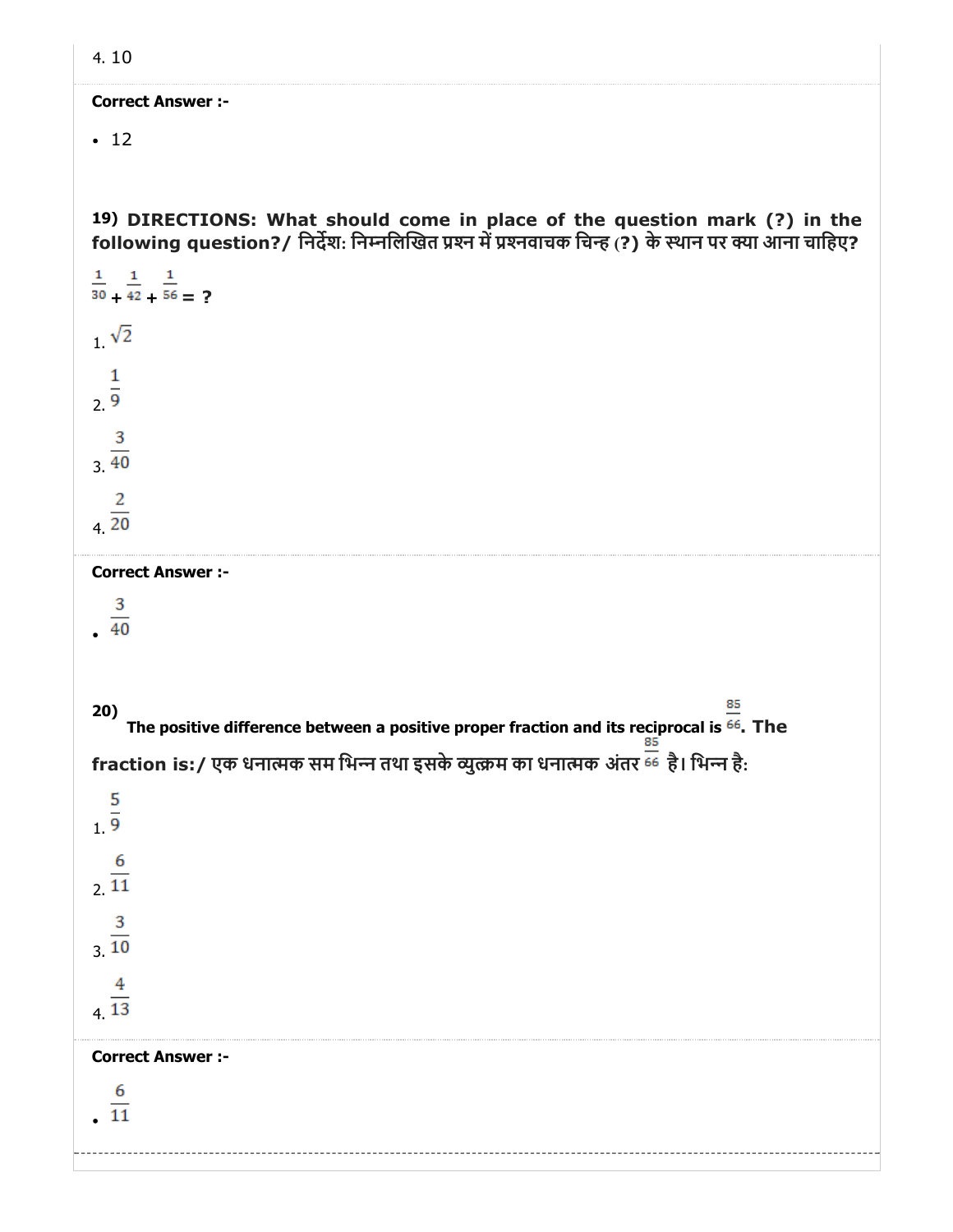4. 10

**Correct Answer :-**

- 12

**19) DIRECTIONS: What should come in place of the question mark (?) in the following question?/ निर्देश: निम्नलिखित प्रश्न में प्रश्नवाचक चिन्ह (?) के स्थान पर क्या आना चाहिए?**

$\frac{1}{30} + \frac{1}{42} + \frac{1}{56} = ?$

1. $\sqrt{2}$
2. $\frac{1}{9}$
3. $\frac{3}{40}$
4. $\frac{2}{20}$

**Correct Answer :-**

- $\frac{3}{40}$

**20) The positive difference between a positive proper fraction and its reciprocal is $\frac{85}{66}$. The fraction is:/ एक धनात्मक सम भिन्न तथा इसके व्युत्क्रम का धनात्मक अंतर $\frac{85}{66}$ है। भिन्न है:**

1. $\frac{5}{9}$
2. $\frac{6}{11}$
3. $\frac{3}{10}$
4. $\frac{4}{13}$

**Correct Answer :-**

- $\frac{6}{11}$